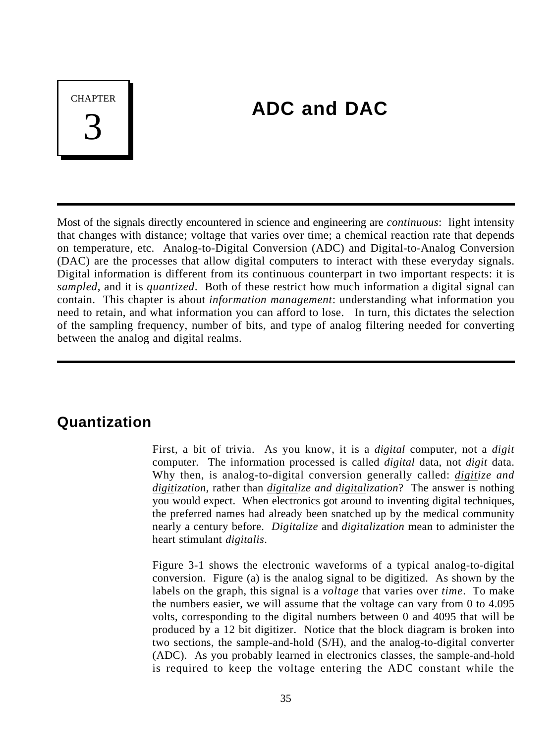CHAPTER 3

# ADC and DAC

Most of the signals directly encountered in science and engineering are *continuous*: light intensity that changes with distance; voltage that varies over time; a chemical reaction rate that depends on temperature, etc. Analog-to-Digital Conversion (ADC) and Digital-to-Analog Conversion (DAC) are the processes that allow digital computers to interact with these everyday signals. Digital information is different from its continuous counterpart in two important respects: it is *sampled*, and it is *quantized*. Both of these restrict how much information a digital signal can contain. This chapter is about *information management*: understanding what information you need to retain, and what information you can afford to lose. In turn, this dictates the selection of the sampling frequency, number of bits, and type of analog filtering needed for converting between the analog and digital realms.

## Quantization

First, a bit of trivia. As you know, it is a *digital* computer, not a *digit* computer. The information processed is called *digital* data, not *digit* data. Why then, is analog-to-digital conversion generally called: *digitize and digitization*, rather than *digitalize and digitalization*? The answer is nothing you would expect. When electronics got around to inventing digital techniques, the preferred names had already been snatched up by the medical community nearly a century before. *Digitalize* and *digitalization* mean to administer the heart stimulant *digitalis*.

Figure 3-1 shows the electronic waveforms of a typical analog-to-digital conversion. Figure (a) is the analog signal to be digitized. As shown by the labels on the graph, this signal is a *voltage* that varies over *time*. To make the numbers easier, we will assume that the voltage can vary from 0 to 4.095 volts, corresponding to the digital numbers between 0 and 4095 that will be produced by a 12 bit digitizer. Notice that the block diagram is broken into two sections, the sample-and-hold (S/H), and the analog-to-digital converter (ADC). As you probably learned in electronics classes, the sample-and-hold is required to keep the voltage entering the ADC constant while the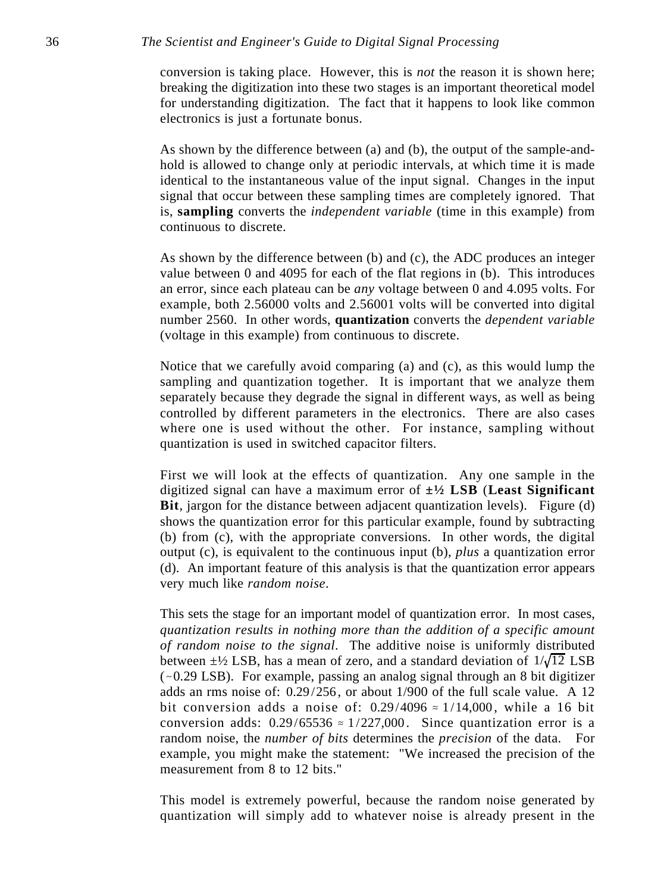conversion is taking place. However, this is *not* the reason it is shown here; breaking the digitization into these two stages is an important theoretical model for understanding digitization. The fact that it happens to look like common electronics is just a fortunate bonus.

As shown by the difference between (a) and (b), the output of the sample-and-hold is allowed to change only at periodic intervals, at which time it is made identical to the instantaneous value of the input signal. Changes in the input signal that occur between these sampling times are completely ignored. That is, **sampling** converts the *independent variable* (time in this example) from continuous to discrete.

As shown by the difference between (b) and (c), the ADC produces an integer value between 0 and 4095 for each of the flat regions in (b). This introduces an error, since each plateau can be *any* voltage between 0 and 4.095 volts. For example, both 2.56000 volts and 2.56001 volts will be converted into digital number 2560. In other words, **quantization** converts the *dependent variable* (voltage in this example) from continuous to discrete.

Notice that we carefully avoid comparing (a) and (c), as this would lump the sampling and quantization together. It is important that we analyze them separately because they degrade the signal in different ways, as well as being controlled by different parameters in the electronics. There are also cases where one is used without the other. For instance, sampling without quantization is used in switched capacitor filters.

First we will look at the effects of quantization. Any one sample in the digitized signal can have a maximum error of **±½ LSB** (**Least Significant Bit**, jargon for the distance between adjacent quantization levels). Figure (d) shows the quantization error for this particular example, found by subtracting (b) from (c), with the appropriate conversions. In other words, the digital output (c), is equivalent to the continuous input (b), *plus* a quantization error (d). An important feature of this analysis is that the quantization error appears very much like *random noise*.

This sets the stage for an important model of quantization error. In most cases, *quantization results in nothing more than the addition of a specific amount of random noise to the signal*. The additive noise is uniformly distributed between ±½ LSB, has a mean of zero, and a standard deviation of $1/\sqrt{12}$ LSB ($\sim$0.29 LSB). For example, passing an analog signal through an 8 bit digitizer adds an rms noise of: $0.29/256$, or about 1/900 of the full scale value. A 12 bit conversion adds a noise of: $0.29/4096 \approx 1/14{,}000$, while a 16 bit conversion adds: $0.29/65536 \approx 1/227{,}000$. Since quantization error is a random noise, the *number of bits* determines the *precision* of the data. For example, you might make the statement: "We increased the precision of the measurement from 8 to 12 bits."

This model is extremely powerful, because the random noise generated by quantization will simply add to whatever noise is already present in the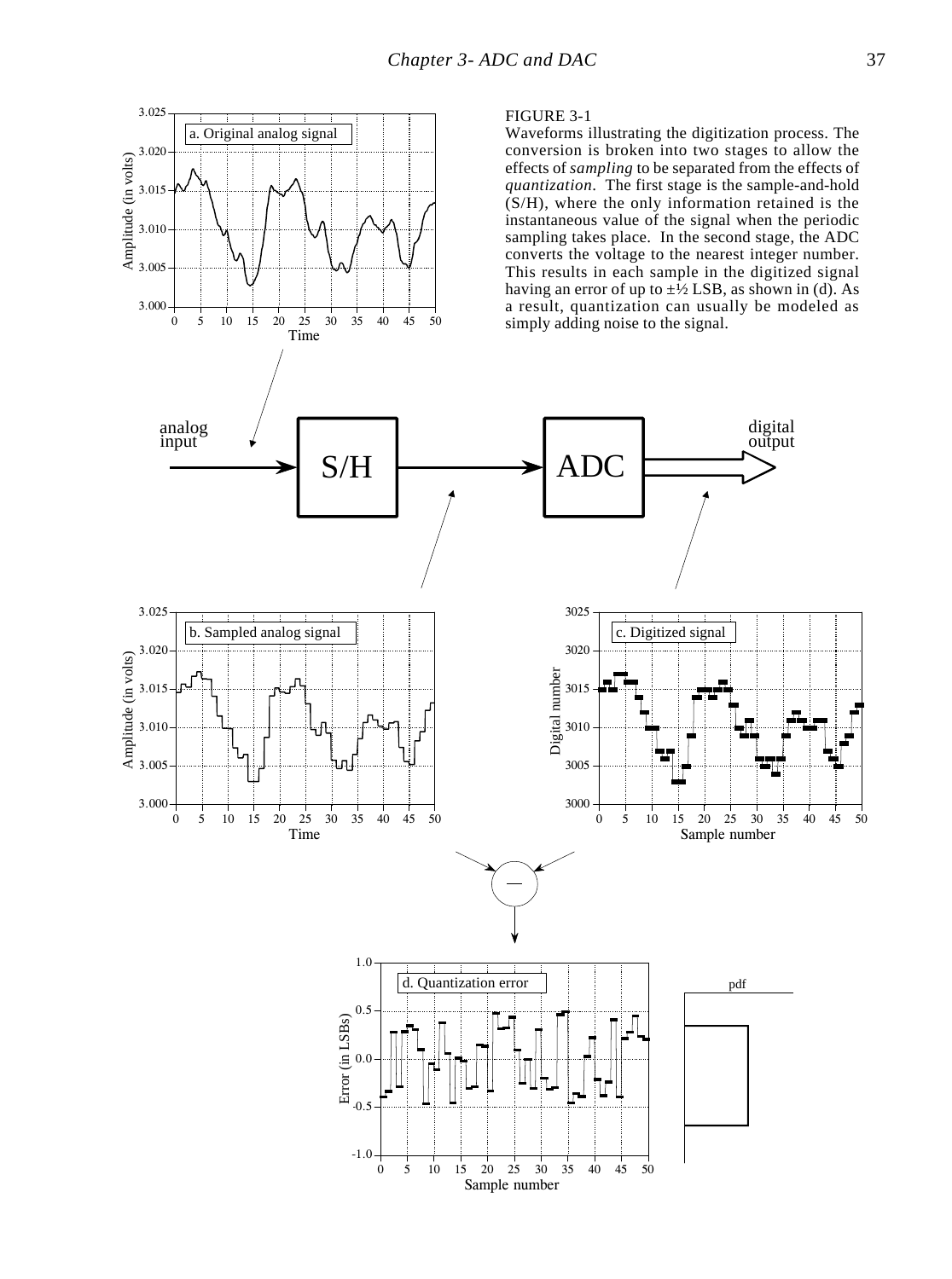FIGURE 3-1

Waveforms illustrating the digitization process. The conversion is broken into two stages to allow the effects of *sampling* to be separated from the effects of *quantization*. The first stage is the sample-and-hold (S/H), where the only information retained is the instantaneous value of the signal when the periodic sampling takes place. In the second stage, the ADC converts the voltage to the nearest integer number. This results in each sample in the digitized signal having an error of up to ±½ LSB, as shown in (d). As a result, quantization can usually be modeled as simply adding noise to the signal.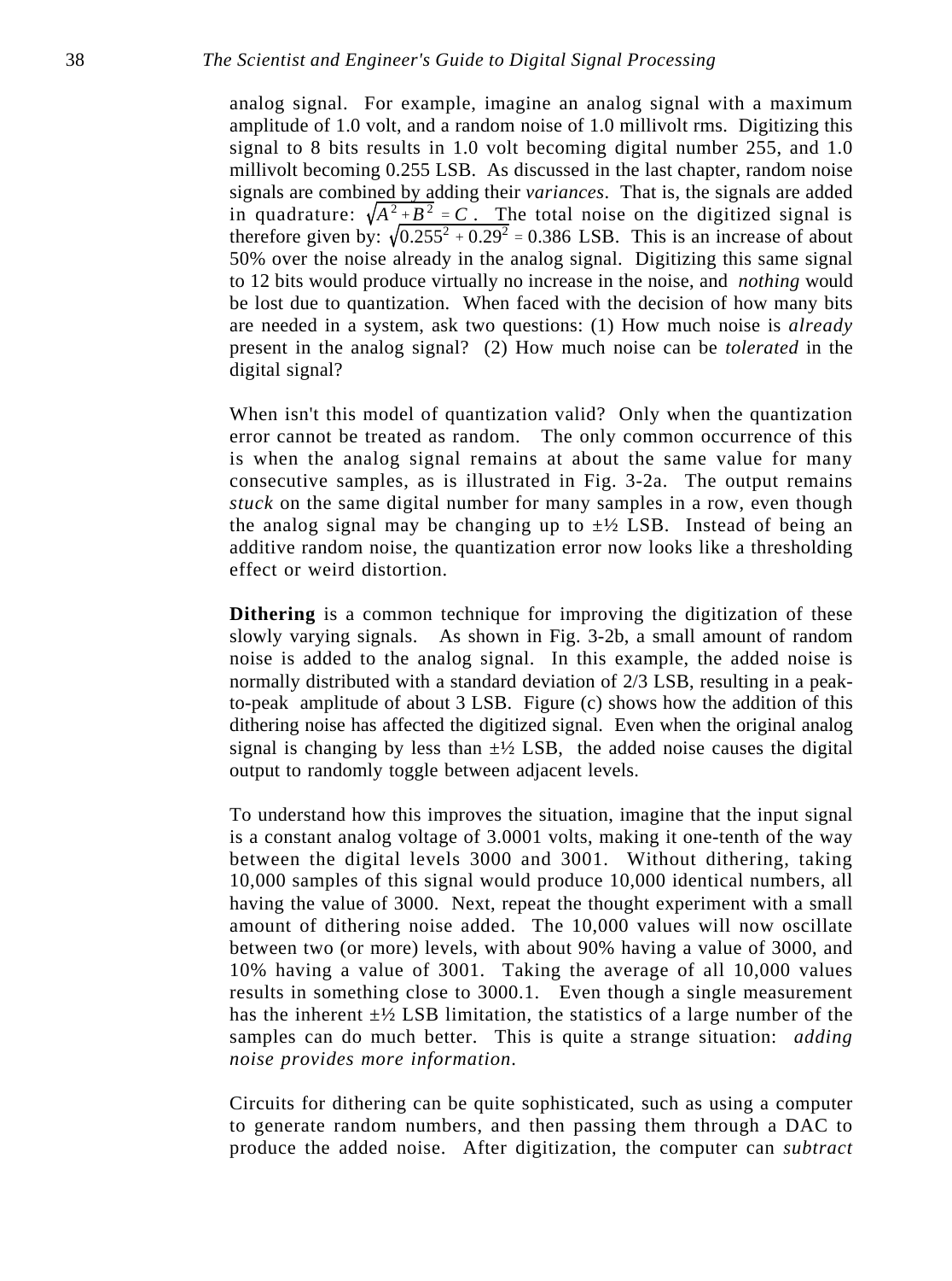analog signal. For example, imagine an analog signal with a maximum amplitude of 1.0 volt, and a random noise of 1.0 millivolt rms. Digitizing this signal to 8 bits results in 1.0 volt becoming digital number 255, and 1.0 millivolt becoming 0.255 LSB. As discussed in the last chapter, random noise signals are combined by adding their *variances*. That is, the signals are added in quadrature: $\sqrt{A^2 + B^2} = C$. The total noise on the digitized signal is therefore given by: $\sqrt{0.255^2 + 0.29^2} = 0.386$ LSB. This is an increase of about 50% over the noise already in the analog signal. Digitizing this same signal to 12 bits would produce virtually no increase in the noise, and *nothing* would be lost due to quantization. When faced with the decision of how many bits are needed in a system, ask two questions: (1) How much noise is *already* present in the analog signal? (2) How much noise can be *tolerated* in the digital signal?

When isn't this model of quantization valid? Only when the quantization error cannot be treated as random. The only common occurrence of this is when the analog signal remains at about the same value for many consecutive samples, as is illustrated in Fig. 3-2a. The output remains *stuck* on the same digital number for many samples in a row, even though the analog signal may be changing up to ±½ LSB. Instead of being an additive random noise, the quantization error now looks like a thresholding effect or weird distortion.

**Dithering** is a common technique for improving the digitization of these slowly varying signals. As shown in Fig. 3-2b, a small amount of random noise is added to the analog signal. In this example, the added noise is normally distributed with a standard deviation of 2/3 LSB, resulting in a peak-to-peak amplitude of about 3 LSB. Figure (c) shows how the addition of this dithering noise has affected the digitized signal. Even when the original analog signal is changing by less than ±½ LSB, the added noise causes the digital output to randomly toggle between adjacent levels.

To understand how this improves the situation, imagine that the input signal is a constant analog voltage of 3.0001 volts, making it one-tenth of the way between the digital levels 3000 and 3001. Without dithering, taking 10,000 samples of this signal would produce 10,000 identical numbers, all having the value of 3000. Next, repeat the thought experiment with a small amount of dithering noise added. The 10,000 values will now oscillate between two (or more) levels, with about 90% having a value of 3000, and 10% having a value of 3001. Taking the average of all 10,000 values results in something close to 3000.1. Even though a single measurement has the inherent ±½ LSB limitation, the statistics of a large number of the samples can do much better. This is quite a strange situation: *adding noise provides more information*.

Circuits for dithering can be quite sophisticated, such as using a computer to generate random numbers, and then passing them through a DAC to produce the added noise. After digitization, the computer can *subtract*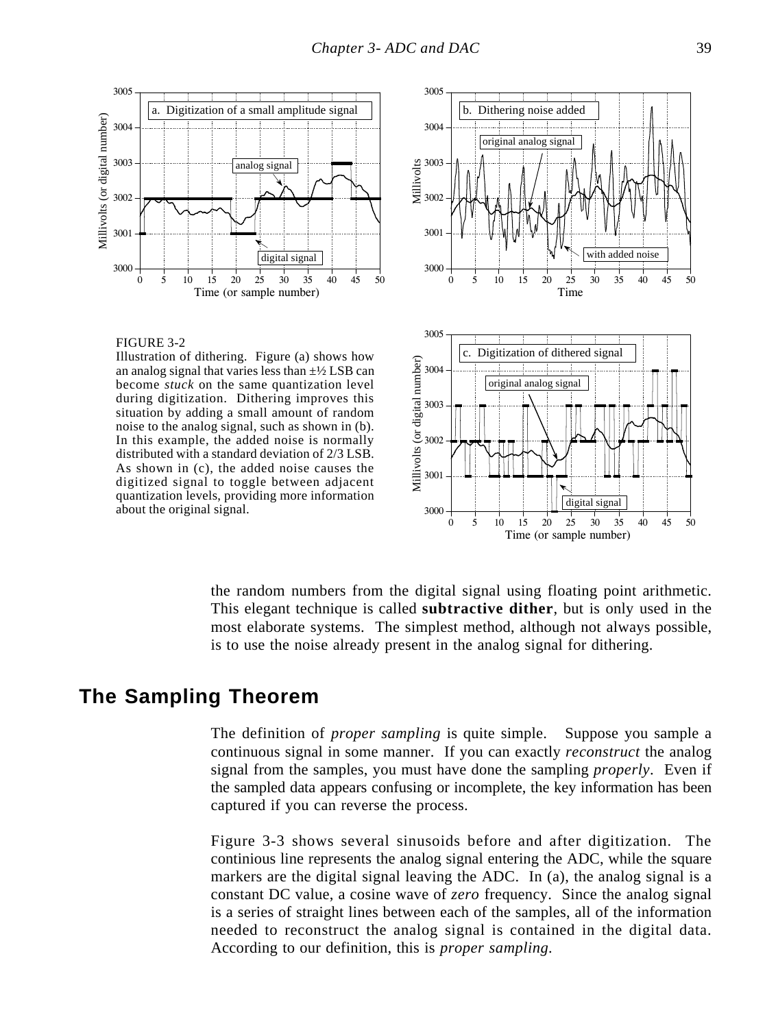FIGURE 3-2
Illustration of dithering. Figure (a) shows how an analog signal that varies less than ±½ LSB can become *stuck* on the same quantization level during digitization. Dithering improves this situation by adding a small amount of random noise to the analog signal, such as shown in (b). In this example, the added noise is normally distributed with a standard deviation of 2/3 LSB. As shown in (c), the added noise causes the digitized signal to toggle between adjacent quantization levels, providing more information about the original signal.

the random numbers from the digital signal using floating point arithmetic. This elegant technique is called **subtractive dither**, but is only used in the most elaborate systems. The simplest method, although not always possible, is to use the noise already present in the analog signal for dithering.

## The Sampling Theorem

The definition of *proper sampling* is quite simple. Suppose you sample a continuous signal in some manner. If you can exactly *reconstruct* the analog signal from the samples, you must have done the sampling *properly*. Even if the sampled data appears confusing or incomplete, the key information has been captured if you can reverse the process.

Figure 3-3 shows several sinusoids before and after digitization. The continious line represents the analog signal entering the ADC, while the square markers are the digital signal leaving the ADC. In (a), the analog signal is a constant DC value, a cosine wave of *zero* frequency. Since the analog signal is a series of straight lines between each of the samples, all of the information needed to reconstruct the analog signal is contained in the digital data. According to our definition, this is *proper sampling*.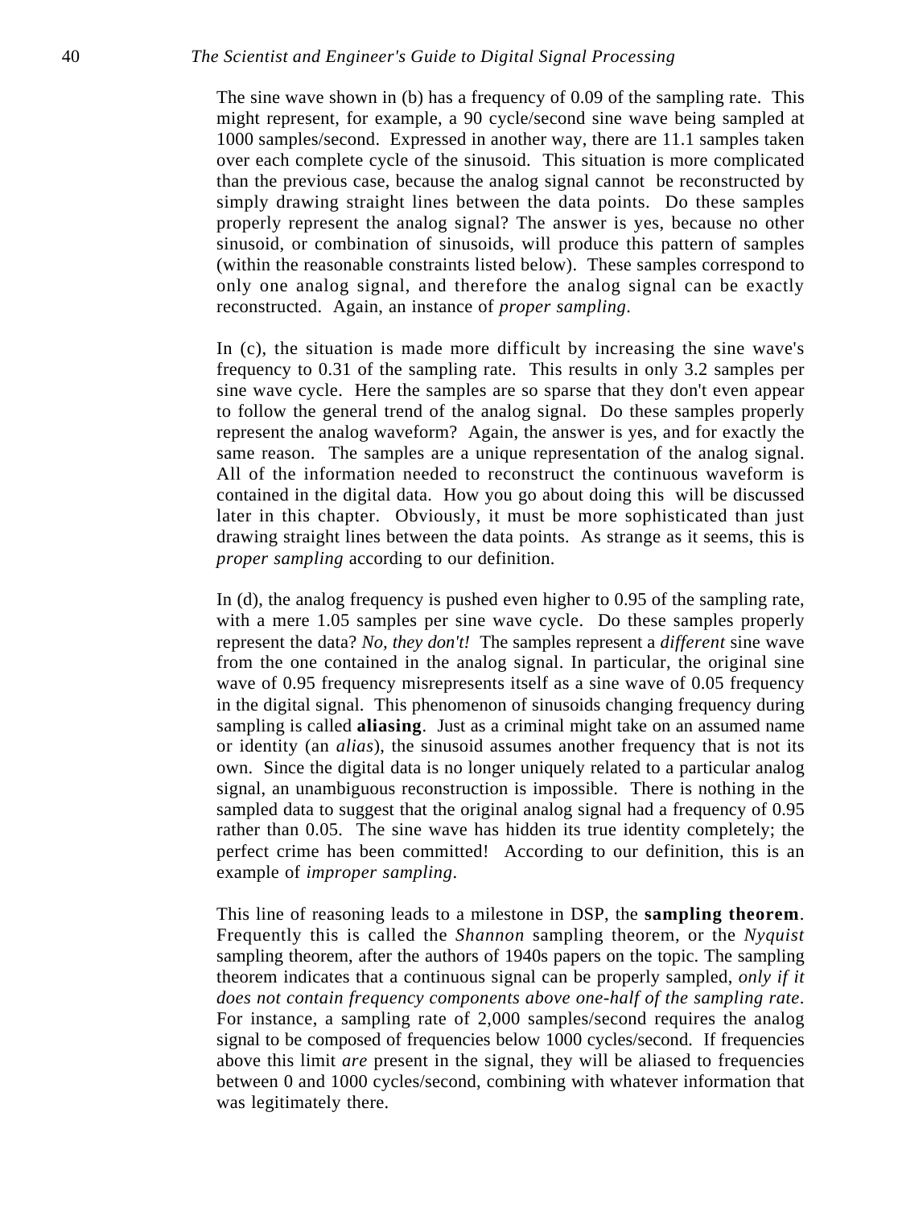The sine wave shown in (b) has a frequency of 0.09 of the sampling rate. This might represent, for example, a 90 cycle/second sine wave being sampled at 1000 samples/second. Expressed in another way, there are 11.1 samples taken over each complete cycle of the sinusoid. This situation is more complicated than the previous case, because the analog signal cannot be reconstructed by simply drawing straight lines between the data points. Do these samples properly represent the analog signal? The answer is yes, because no other sinusoid, or combination of sinusoids, will produce this pattern of samples (within the reasonable constraints listed below). These samples correspond to only one analog signal, and therefore the analog signal can be exactly reconstructed. Again, an instance of *proper sampling*.

In (c), the situation is made more difficult by increasing the sine wave's frequency to 0.31 of the sampling rate. This results in only 3.2 samples per sine wave cycle. Here the samples are so sparse that they don't even appear to follow the general trend of the analog signal. Do these samples properly represent the analog waveform? Again, the answer is yes, and for exactly the same reason. The samples are a unique representation of the analog signal. All of the information needed to reconstruct the continuous waveform is contained in the digital data. How you go about doing this will be discussed later in this chapter. Obviously, it must be more sophisticated than just drawing straight lines between the data points. As strange as it seems, this is *proper sampling* according to our definition.

In (d), the analog frequency is pushed even higher to 0.95 of the sampling rate, with a mere 1.05 samples per sine wave cycle. Do these samples properly represent the data? *No, they don't!* The samples represent a *different* sine wave from the one contained in the analog signal. In particular, the original sine wave of 0.95 frequency misrepresents itself as a sine wave of 0.05 frequency in the digital signal. This phenomenon of sinusoids changing frequency during sampling is called **aliasing**. Just as a criminal might take on an assumed name or identity (an *alias*), the sinusoid assumes another frequency that is not its own. Since the digital data is no longer uniquely related to a particular analog signal, an unambiguous reconstruction is impossible. There is nothing in the sampled data to suggest that the original analog signal had a frequency of 0.95 rather than 0.05. The sine wave has hidden its true identity completely; the perfect crime has been committed! According to our definition, this is an example of *improper sampling*.

This line of reasoning leads to a milestone in DSP, the **sampling theorem**. Frequently this is called the *Shannon* sampling theorem, or the *Nyquist* sampling theorem, after the authors of 1940s papers on the topic. The sampling theorem indicates that a continuous signal can be properly sampled, *only if it does not contain frequency components above one-half of the sampling rate*. For instance, a sampling rate of 2,000 samples/second requires the analog signal to be composed of frequencies below 1000 cycles/second. If frequencies above this limit *are* present in the signal, they will be aliased to frequencies between 0 and 1000 cycles/second, combining with whatever information that was legitimately there.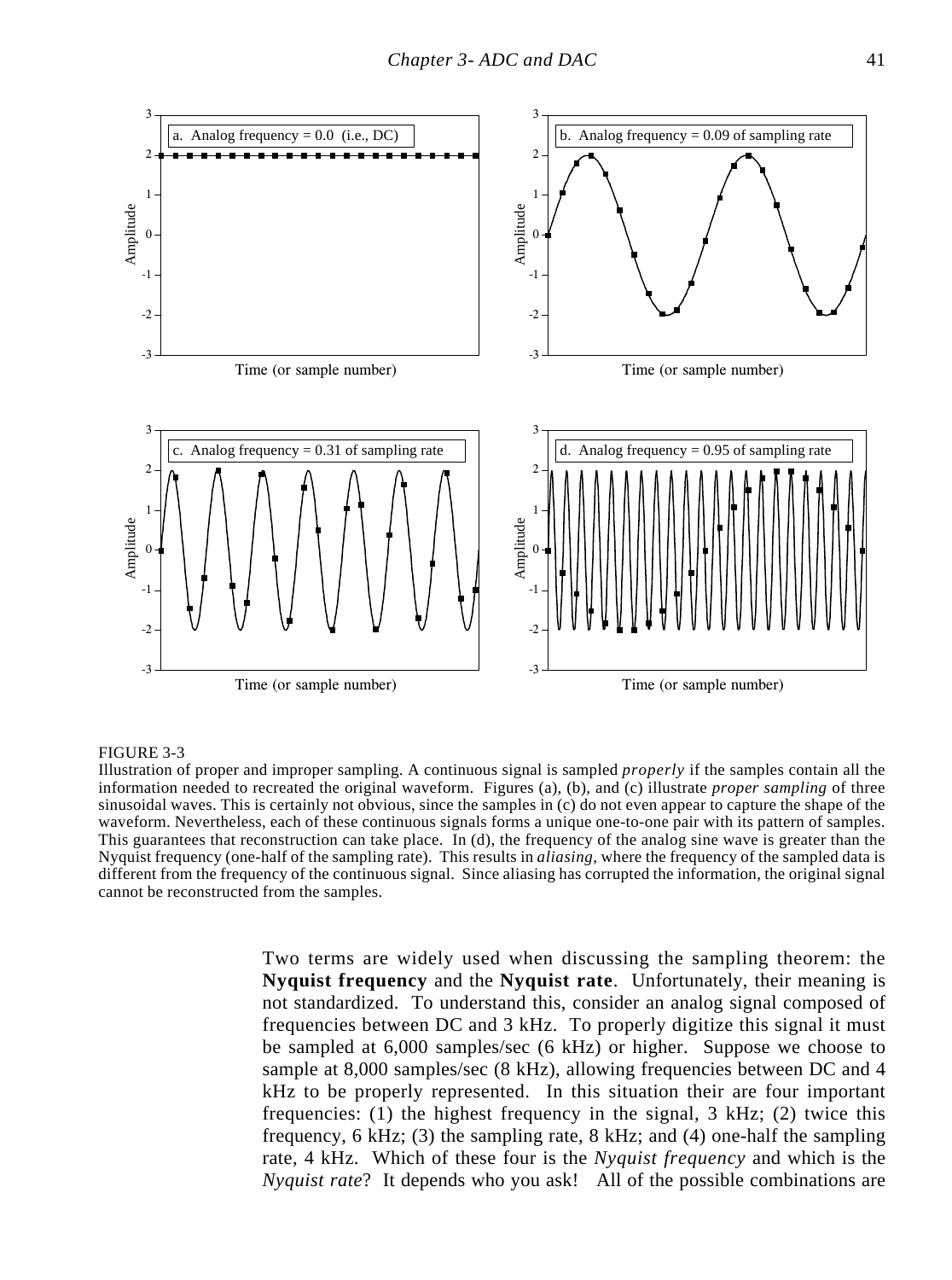FIGURE 3-3
Illustration of proper and improper sampling. A continuous signal is sampled *properly* if the samples contain all the information needed to recreated the original waveform. Figures (a), (b), and (c) illustrate *proper sampling* of three sinusoidal waves. This is certainly not obvious, since the samples in (c) do not even appear to capture the shape of the waveform. Nevertheless, each of these continuous signals forms a unique one-to-one pair with its pattern of samples. This guarantees that reconstruction can take place. In (d), the frequency of the analog sine wave is greater than the Nyquist frequency (one-half of the sampling rate). This results in *aliasing*, where the frequency of the sampled data is different from the frequency of the continuous signal. Since aliasing has corrupted the information, the original signal cannot be reconstructed from the samples.

Two terms are widely used when discussing the sampling theorem: the **Nyquist frequency** and the **Nyquist rate**. Unfortunately, their meaning is not standardized. To understand this, consider an analog signal composed of frequencies between DC and 3 kHz. To properly digitize this signal it must be sampled at 6,000 samples/sec (6 kHz) or higher. Suppose we choose to sample at 8,000 samples/sec (8 kHz), allowing frequencies between DC and 4 kHz to be properly represented. In this situation their are four important frequencies: (1) the highest frequency in the signal, 3 kHz; (2) twice this frequency, 6 kHz; (3) the sampling rate, 8 kHz; and (4) one-half the sampling rate, 4 kHz. Which of these four is the *Nyquist frequency* and which is the *Nyquist rate*? It depends who you ask! All of the possible combinations are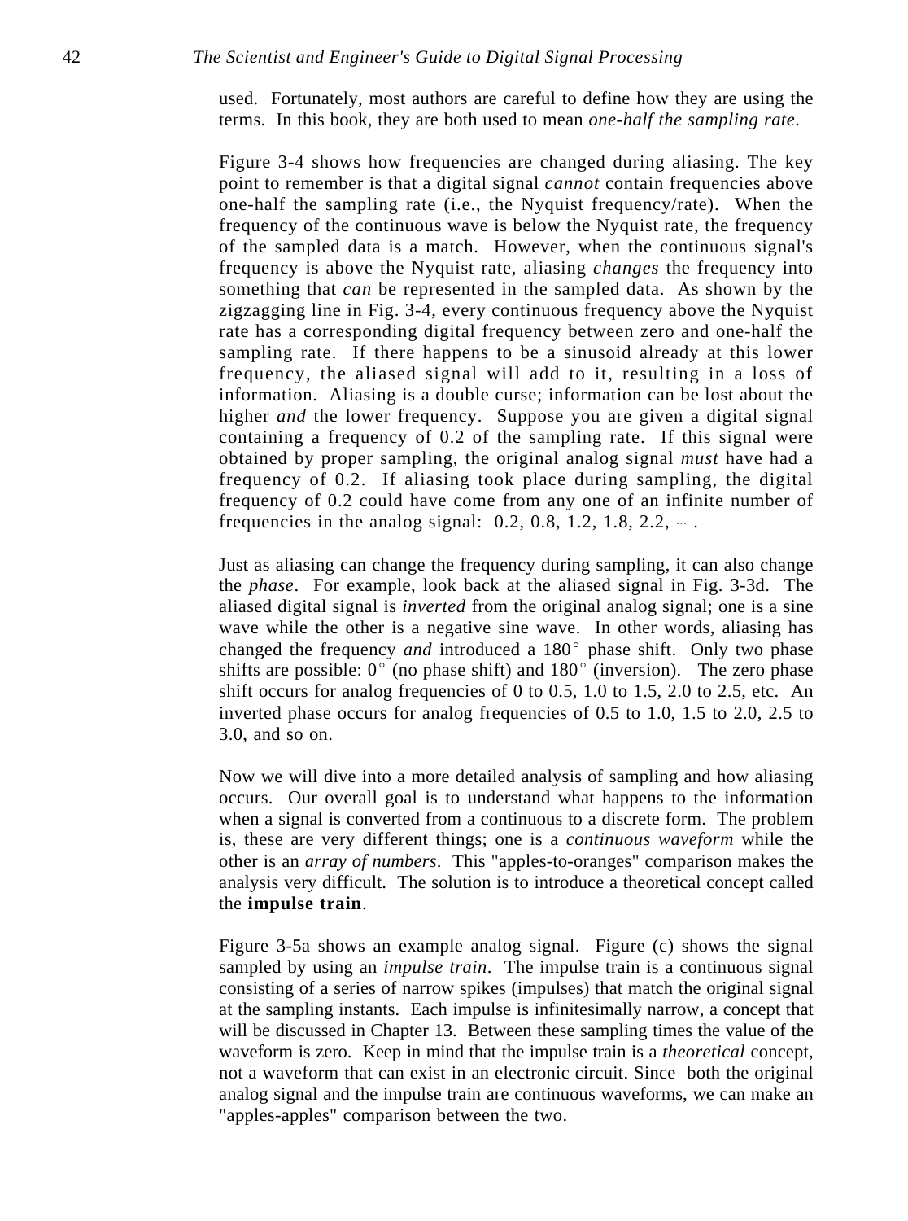used. Fortunately, most authors are careful to define how they are using the terms. In this book, they are both used to mean *one-half the sampling rate*.

Figure 3-4 shows how frequencies are changed during aliasing. The key point to remember is that a digital signal *cannot* contain frequencies above one-half the sampling rate (i.e., the Nyquist frequency/rate). When the frequency of the continuous wave is below the Nyquist rate, the frequency of the sampled data is a match. However, when the continuous signal's frequency is above the Nyquist rate, aliasing *changes* the frequency into something that *can* be represented in the sampled data. As shown by the zigzagging line in Fig. 3-4, every continuous frequency above the Nyquist rate has a corresponding digital frequency between zero and one-half the sampling rate. If there happens to be a sinusoid already at this lower frequency, the aliased signal will add to it, resulting in a loss of information. Aliasing is a double curse; information can be lost about the higher *and* the lower frequency. Suppose you are given a digital signal containing a frequency of 0.2 of the sampling rate. If this signal were obtained by proper sampling, the original analog signal *must* have had a frequency of 0.2. If aliasing took place during sampling, the digital frequency of 0.2 could have come from any one of an infinite number of frequencies in the analog signal: 0.2, 0.8, 1.2, 1.8, 2.2, ⋯ .

Just as aliasing can change the frequency during sampling, it can also change the *phase*. For example, look back at the aliased signal in Fig. 3-3d. The aliased digital signal is *inverted* from the original analog signal; one is a sine wave while the other is a negative sine wave. In other words, aliasing has changed the frequency *and* introduced a $180^\circ$ phase shift. Only two phase shifts are possible: $0^\circ$ (no phase shift) and $180^\circ$ (inversion). The zero phase shift occurs for analog frequencies of 0 to 0.5, 1.0 to 1.5, 2.0 to 2.5, etc. An inverted phase occurs for analog frequencies of 0.5 to 1.0, 1.5 to 2.0, 2.5 to 3.0, and so on.

Now we will dive into a more detailed analysis of sampling and how aliasing occurs. Our overall goal is to understand what happens to the information when a signal is converted from a continuous to a discrete form. The problem is, these are very different things; one is a *continuous waveform* while the other is an *array of numbers*. This "apples-to-oranges" comparison makes the analysis very difficult. The solution is to introduce a theoretical concept called the **impulse train**.

Figure 3-5a shows an example analog signal. Figure (c) shows the signal sampled by using an *impulse train*. The impulse train is a continuous signal consisting of a series of narrow spikes (impulses) that match the original signal at the sampling instants. Each impulse is infinitesimally narrow, a concept that will be discussed in Chapter 13. Between these sampling times the value of the waveform is zero. Keep in mind that the impulse train is a *theoretical* concept, not a waveform that can exist in an electronic circuit. Since both the original analog signal and the impulse train are continuous waveforms, we can make an "apples-apples" comparison between the two.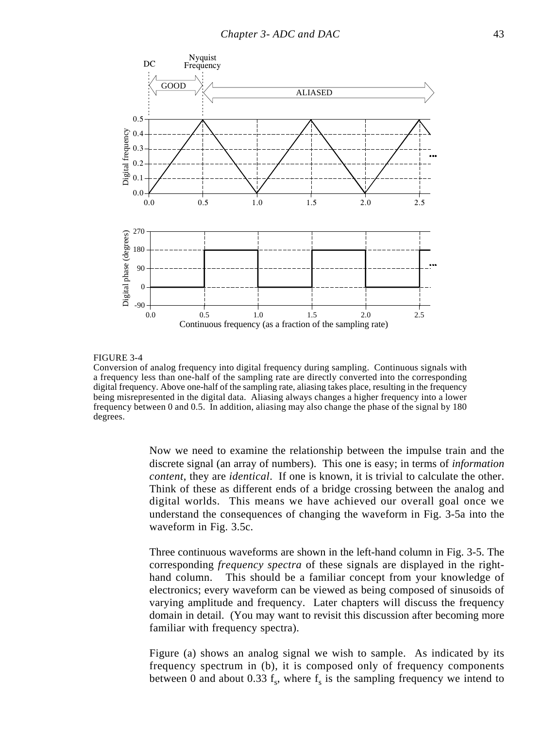FIGURE 3-4
Conversion of analog frequency into digital frequency during sampling. Continuous signals with a frequency less than one-half of the sampling rate are directly converted into the corresponding digital frequency. Above one-half of the sampling rate, aliasing takes place, resulting in the frequency being misrepresented in the digital data. Aliasing always changes a higher frequency into a lower frequency between 0 and 0.5. In addition, aliasing may also change the phase of the signal by 180 degrees.

Now we need to examine the relationship between the impulse train and the discrete signal (an array of numbers). This one is easy; in terms of *information content*, they are *identical*. If one is known, it is trivial to calculate the other. Think of these as different ends of a bridge crossing between the analog and digital worlds. This means we have achieved our overall goal once we understand the consequences of changing the waveform in Fig. 3-5a into the waveform in Fig. 3.5c.

Three continuous waveforms are shown in the left-hand column in Fig. 3-5. The corresponding *frequency spectra* of these signals are displayed in the right-hand column. This should be a familiar concept from your knowledge of electronics; every waveform can be viewed as being composed of sinusoids of varying amplitude and frequency. Later chapters will discuss the frequency domain in detail. (You may want to revisit this discussion after becoming more familiar with frequency spectra).

Figure (a) shows an analog signal we wish to sample. As indicated by its frequency spectrum in (b), it is composed only of frequency components between 0 and about 0.33 $f_s$, where $f_s$ is the sampling frequency we intend to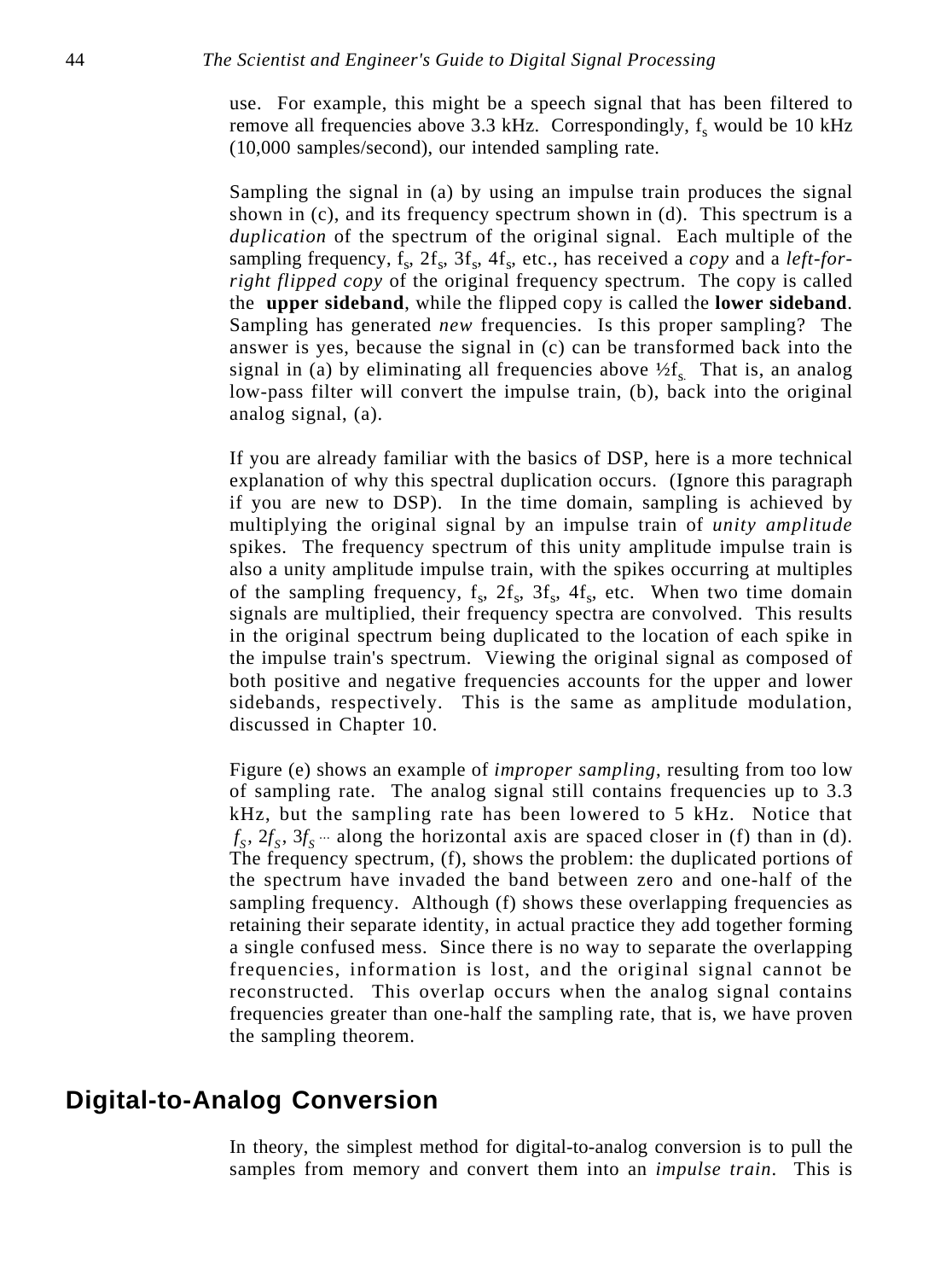use. For example, this might be a speech signal that has been filtered to remove all frequencies above 3.3 kHz. Correspondingly, $f_s$ would be 10 kHz (10,000 samples/second), our intended sampling rate.

Sampling the signal in (a) by using an impulse train produces the signal shown in (c), and its frequency spectrum shown in (d). This spectrum is a *duplication* of the spectrum of the original signal. Each multiple of the sampling frequency, $f_s$, $2f_s$, $3f_s$, $4f_s$, etc., has received a *copy* and a *left-for-right flipped copy* of the original frequency spectrum. The copy is called the **upper sideband**, while the flipped copy is called the **lower sideband**. Sampling has generated *new* frequencies. Is this proper sampling? The answer is yes, because the signal in (c) can be transformed back into the signal in (a) by eliminating all frequencies above ½$f_s$. That is, an analog low-pass filter will convert the impulse train, (b), back into the original analog signal, (a).

If you are already familiar with the basics of DSP, here is a more technical explanation of why this spectral duplication occurs. (Ignore this paragraph if you are new to DSP). In the time domain, sampling is achieved by multiplying the original signal by an impulse train of *unity amplitude* spikes. The frequency spectrum of this unity amplitude impulse train is also a unity amplitude impulse train, with the spikes occurring at multiples of the sampling frequency, $f_s$, $2f_s$, $3f_s$, $4f_s$, etc. When two time domain signals are multiplied, their frequency spectra are convolved. This results in the original spectrum being duplicated to the location of each spike in the impulse train's spectrum. Viewing the original signal as composed of both positive and negative frequencies accounts for the upper and lower sidebands, respectively. This is the same as amplitude modulation, discussed in Chapter 10.

Figure (e) shows an example of *improper sampling*, resulting from too low of sampling rate. The analog signal still contains frequencies up to 3.3 kHz, but the sampling rate has been lowered to 5 kHz. Notice that $f_S$, $2f_S$, $3f_S$ ... along the horizontal axis are spaced closer in (f) than in (d). The frequency spectrum, (f), shows the problem: the duplicated portions of the spectrum have invaded the band between zero and one-half of the sampling frequency. Although (f) shows these overlapping frequencies as retaining their separate identity, in actual practice they add together forming a single confused mess. Since there is no way to separate the overlapping frequencies, information is lost, and the original signal cannot be reconstructed. This overlap occurs when the analog signal contains frequencies greater than one-half the sampling rate, that is, we have proven the sampling theorem.

## Digital-to-Analog Conversion

In theory, the simplest method for digital-to-analog conversion is to pull the samples from memory and convert them into an *impulse train*. This is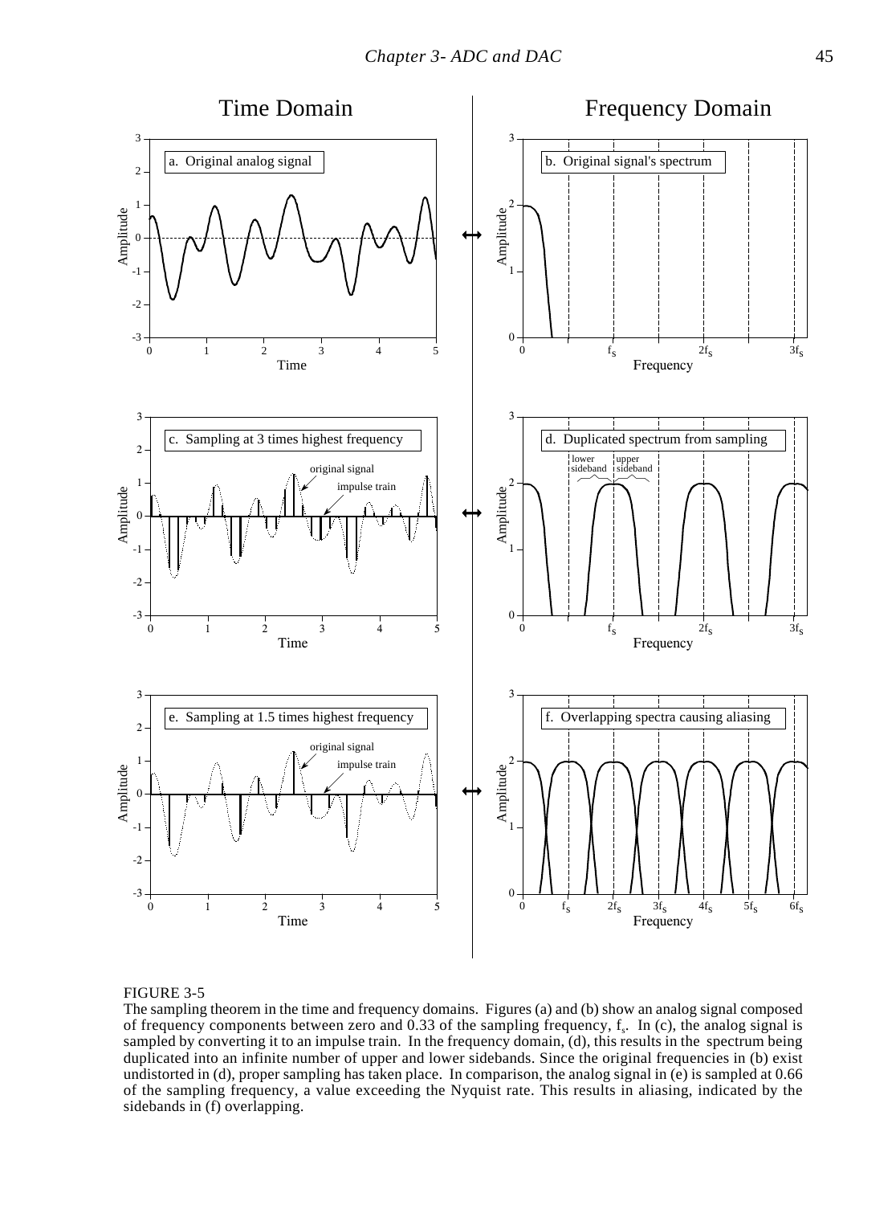FIGURE 3-5

The sampling theorem in the time and frequency domains. Figures (a) and (b) show an analog signal composed of frequency components between zero and 0.33 of the sampling frequency, $f_s$. In (c), the analog signal is sampled by converting it to an impulse train. In the frequency domain, (d), this results in the spectrum being duplicated into an infinite number of upper and lower sidebands. Since the original frequencies in (b) exist undistorted in (d), proper sampling has taken place. In comparison, the analog signal in (e) is sampled at 0.66 of the sampling frequency, a value exceeding the Nyquist rate. This results in aliasing, indicated by the sidebands in (f) overlapping.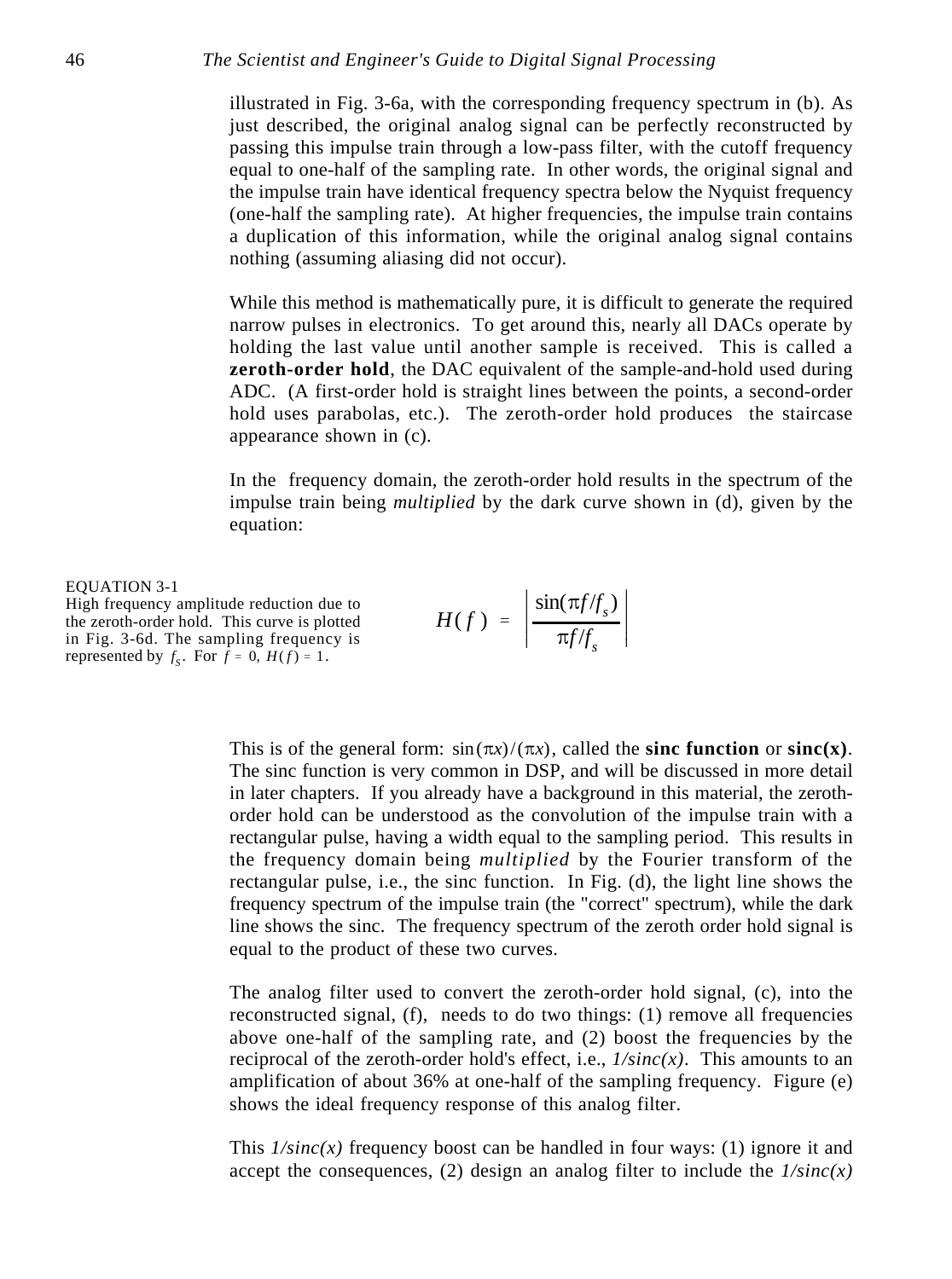illustrated in Fig. 3-6a, with the corresponding frequency spectrum in (b). As just described, the original analog signal can be perfectly reconstructed by passing this impulse train through a low-pass filter, with the cutoff frequency equal to one-half of the sampling rate. In other words, the original signal and the impulse train have identical frequency spectra below the Nyquist frequency (one-half the sampling rate). At higher frequencies, the impulse train contains a duplication of this information, while the original analog signal contains nothing (assuming aliasing did not occur).

While this method is mathematically pure, it is difficult to generate the required narrow pulses in electronics. To get around this, nearly all DACs operate by holding the last value until another sample is received. This is called a **zeroth-order hold**, the DAC equivalent of the sample-and-hold used during ADC. (A first-order hold is straight lines between the points, a second-order hold uses parabolas, etc.). The zeroth-order hold produces the staircase appearance shown in (c).

In the frequency domain, the zeroth-order hold results in the spectrum of the impulse train being *multiplied* by the dark curve shown in (d), given by the equation:

EQUATION 3-1
High frequency amplitude reduction due to the zeroth-order hold. This curve is plotted in Fig. 3-6d. The sampling frequency is represented by $f_S$. For $f = 0$, $H(f) = 1$.

$$H(f) = \left| \frac{\sin(\pi f / f_s)}{\pi f / f_s} \right|$$

This is of the general form: $\sin(\pi x)/(\pi x)$, called the **sinc function** or **sinc(x)**. The sinc function is very common in DSP, and will be discussed in more detail in later chapters. If you already have a background in this material, the zeroth-order hold can be understood as the convolution of the impulse train with a rectangular pulse, having a width equal to the sampling period. This results in the frequency domain being *multiplied* by the Fourier transform of the rectangular pulse, i.e., the sinc function. In Fig. (d), the light line shows the frequency spectrum of the impulse train (the "correct" spectrum), while the dark line shows the sinc. The frequency spectrum of the zeroth order hold signal is equal to the product of these two curves.

The analog filter used to convert the zeroth-order hold signal, (c), into the reconstructed signal, (f), needs to do two things: (1) remove all frequencies above one-half of the sampling rate, and (2) boost the frequencies by the reciprocal of the zeroth-order hold's effect, i.e., *1/sinc(x)*. This amounts to an amplification of about 36% at one-half of the sampling frequency. Figure (e) shows the ideal frequency response of this analog filter.

This *1/sinc(x)* frequency boost can be handled in four ways: (1) ignore it and accept the consequences, (2) design an analog filter to include the *1/sinc(x)*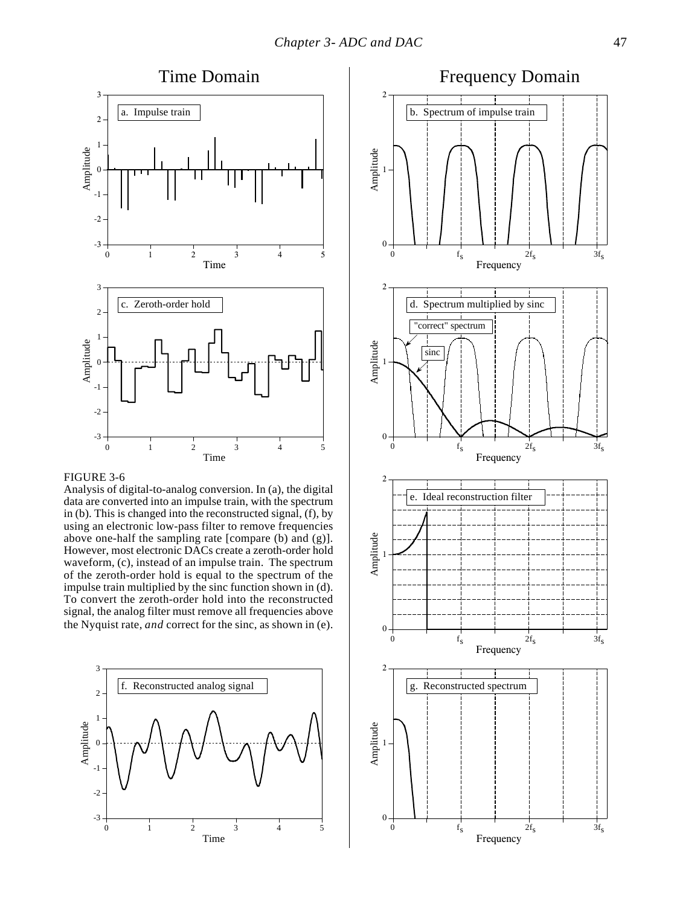FIGURE 3-6

Analysis of digital-to-analog conversion. In (a), the digital data are converted into an impulse train, with the spectrum in (b). This is changed into the reconstructed signal, (f), by using an electronic low-pass filter to remove frequencies above one-half the sampling rate [compare (b) and (g)]. However, most electronic DACs create a zeroth-order hold waveform, (c), instead of an impulse train. The spectrum of the zeroth-order hold is equal to the spectrum of the impulse train multiplied by the sinc function shown in (d). To convert the zeroth-order hold into the reconstructed signal, the analog filter must remove all frequencies above the Nyquist rate, *and* correct for the sinc, as shown in (e).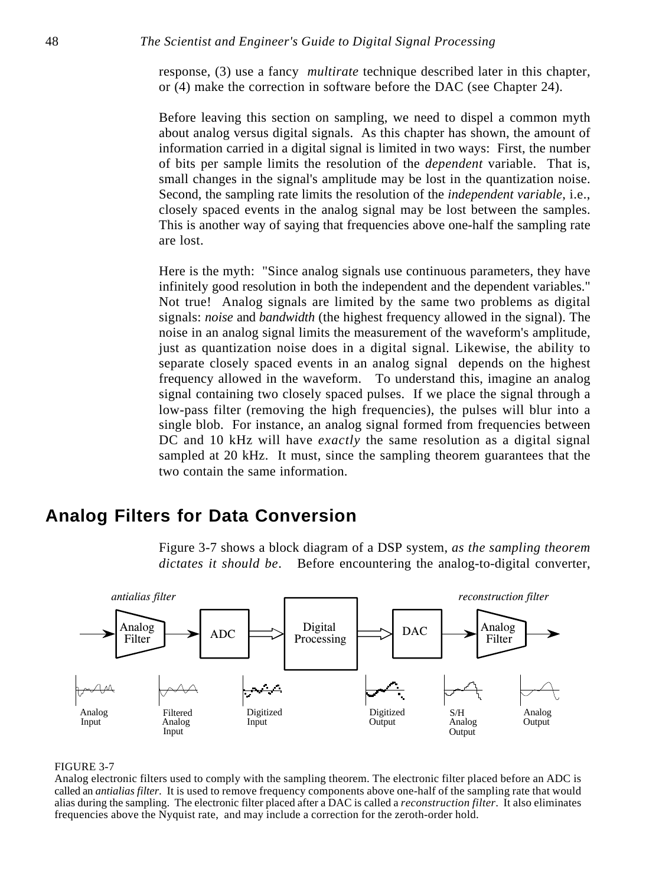response, (3) use a fancy *multirate* technique described later in this chapter, or (4) make the correction in software before the DAC (see Chapter 24).

Before leaving this section on sampling, we need to dispel a common myth about analog versus digital signals. As this chapter has shown, the amount of information carried in a digital signal is limited in two ways: First, the number of bits per sample limits the resolution of the *dependent* variable. That is, small changes in the signal's amplitude may be lost in the quantization noise. Second, the sampling rate limits the resolution of the *independent variable*, i.e., closely spaced events in the analog signal may be lost between the samples. This is another way of saying that frequencies above one-half the sampling rate are lost.

Here is the myth: "Since analog signals use continuous parameters, they have infinitely good resolution in both the independent and the dependent variables." Not true! Analog signals are limited by the same two problems as digital signals: *noise* and *bandwidth* (the highest frequency allowed in the signal). The noise in an analog signal limits the measurement of the waveform's amplitude, just as quantization noise does in a digital signal. Likewise, the ability to separate closely spaced events in an analog signal depends on the highest frequency allowed in the waveform. To understand this, imagine an analog signal containing two closely spaced pulses. If we place the signal through a low-pass filter (removing the high frequencies), the pulses will blur into a single blob. For instance, an analog signal formed from frequencies between DC and 10 kHz will have *exactly* the same resolution as a digital signal sampled at 20 kHz. It must, since the sampling theorem guarantees that the two contain the same information.

## Analog Filters for Data Conversion

Figure 3-7 shows a block diagram of a DSP system, *as the sampling theorem dictates it should be*. Before encountering the analog-to-digital converter,

*antialias filter* — Analog Filter → ADC → Digital Processing → DAC → Analog Filter — *reconstruction filter*

Analog Input | Filtered Analog Input | Digitized Input | Digitized Output | S/H Analog Output | Analog Output

FIGURE 3-7
Analog electronic filters used to comply with the sampling theorem. The electronic filter placed before an ADC is called an *antialias filter*. It is used to remove frequency components above one-half of the sampling rate that would alias during the sampling. The electronic filter placed after a DAC is called a *reconstruction filter*. It also eliminates frequencies above the Nyquist rate, and may include a correction for the zeroth-order hold.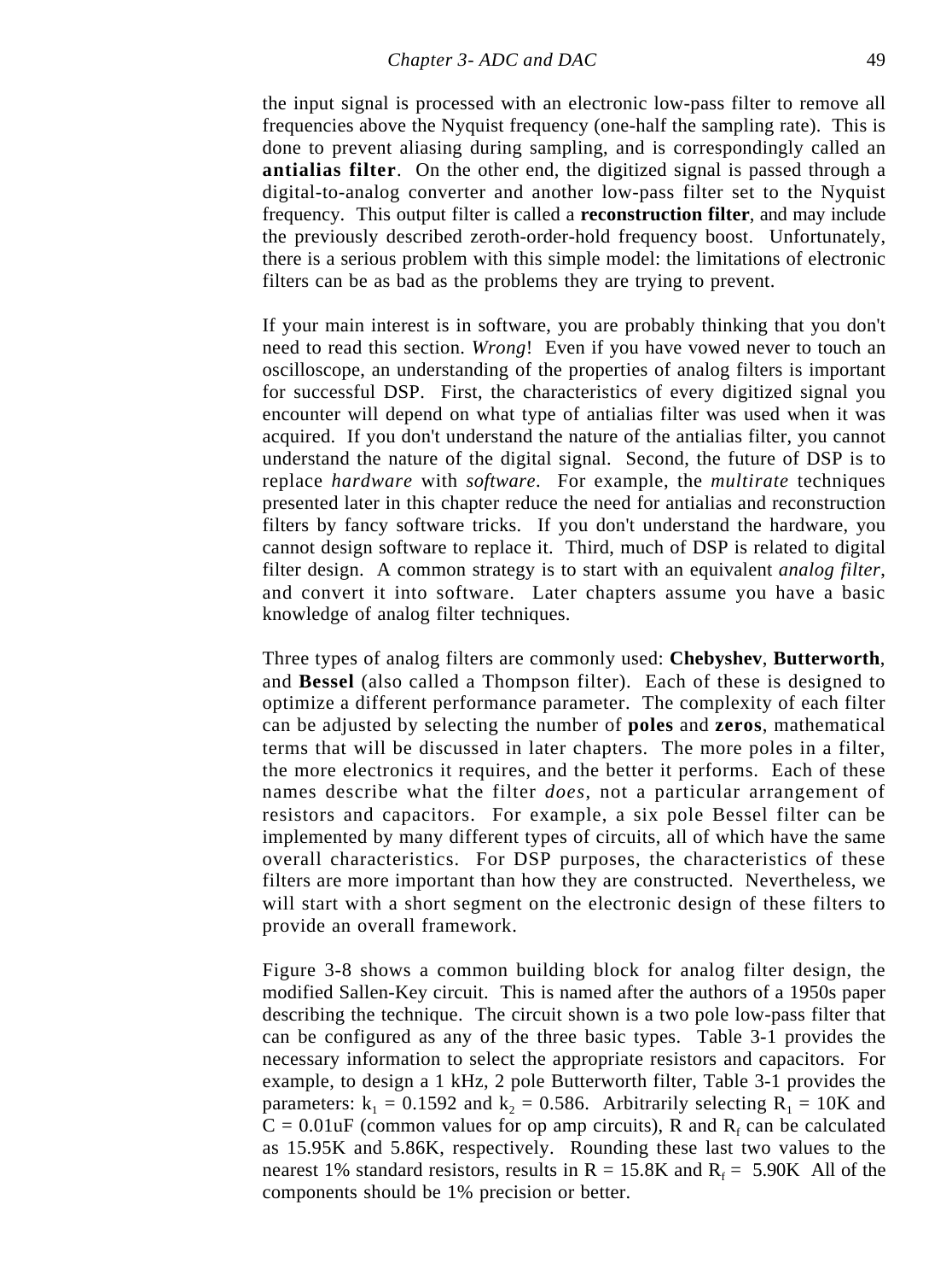the input signal is processed with an electronic low-pass filter to remove all frequencies above the Nyquist frequency (one-half the sampling rate). This is done to prevent aliasing during sampling, and is correspondingly called an **antialias filter**. On the other end, the digitized signal is passed through a digital-to-analog converter and another low-pass filter set to the Nyquist frequency. This output filter is called a **reconstruction filter**, and may include the previously described zeroth-order-hold frequency boost. Unfortunately, there is a serious problem with this simple model: the limitations of electronic filters can be as bad as the problems they are trying to prevent.

If your main interest is in software, you are probably thinking that you don't need to read this section. *Wrong*! Even if you have vowed never to touch an oscilloscope, an understanding of the properties of analog filters is important for successful DSP. First, the characteristics of every digitized signal you encounter will depend on what type of antialias filter was used when it was acquired. If you don't understand the nature of the antialias filter, you cannot understand the nature of the digital signal. Second, the future of DSP is to replace *hardware* with *software*. For example, the *multirate* techniques presented later in this chapter reduce the need for antialias and reconstruction filters by fancy software tricks. If you don't understand the hardware, you cannot design software to replace it. Third, much of DSP is related to digital filter design. A common strategy is to start with an equivalent *analog filter*, and convert it into software. Later chapters assume you have a basic knowledge of analog filter techniques.

Three types of analog filters are commonly used: **Chebyshev**, **Butterworth**, and **Bessel** (also called a Thompson filter). Each of these is designed to optimize a different performance parameter. The complexity of each filter can be adjusted by selecting the number of **poles** and **zeros**, mathematical terms that will be discussed in later chapters. The more poles in a filter, the more electronics it requires, and the better it performs. Each of these names describe what the filter *does*, not a particular arrangement of resistors and capacitors. For example, a six pole Bessel filter can be implemented by many different types of circuits, all of which have the same overall characteristics. For DSP purposes, the characteristics of these filters are more important than how they are constructed. Nevertheless, we will start with a short segment on the electronic design of these filters to provide an overall framework.

Figure 3-8 shows a common building block for analog filter design, the modified Sallen-Key circuit. This is named after the authors of a 1950s paper describing the technique. The circuit shown is a two pole low-pass filter that can be configured as any of the three basic types. Table 3-1 provides the necessary information to select the appropriate resistors and capacitors. For example, to design a 1 kHz, 2 pole Butterworth filter, Table 3-1 provides the parameters: $k_1$ = 0.1592 and $k_2$ = 0.586. Arbitrarily selecting $R_1$ = 10K and C = 0.01uF (common values for op amp circuits), R and $R_f$ can be calculated as 15.95K and 5.86K, respectively. Rounding these last two values to the nearest 1% standard resistors, results in R = 15.8K and $R_f$ = 5.90K All of the components should be 1% precision or better.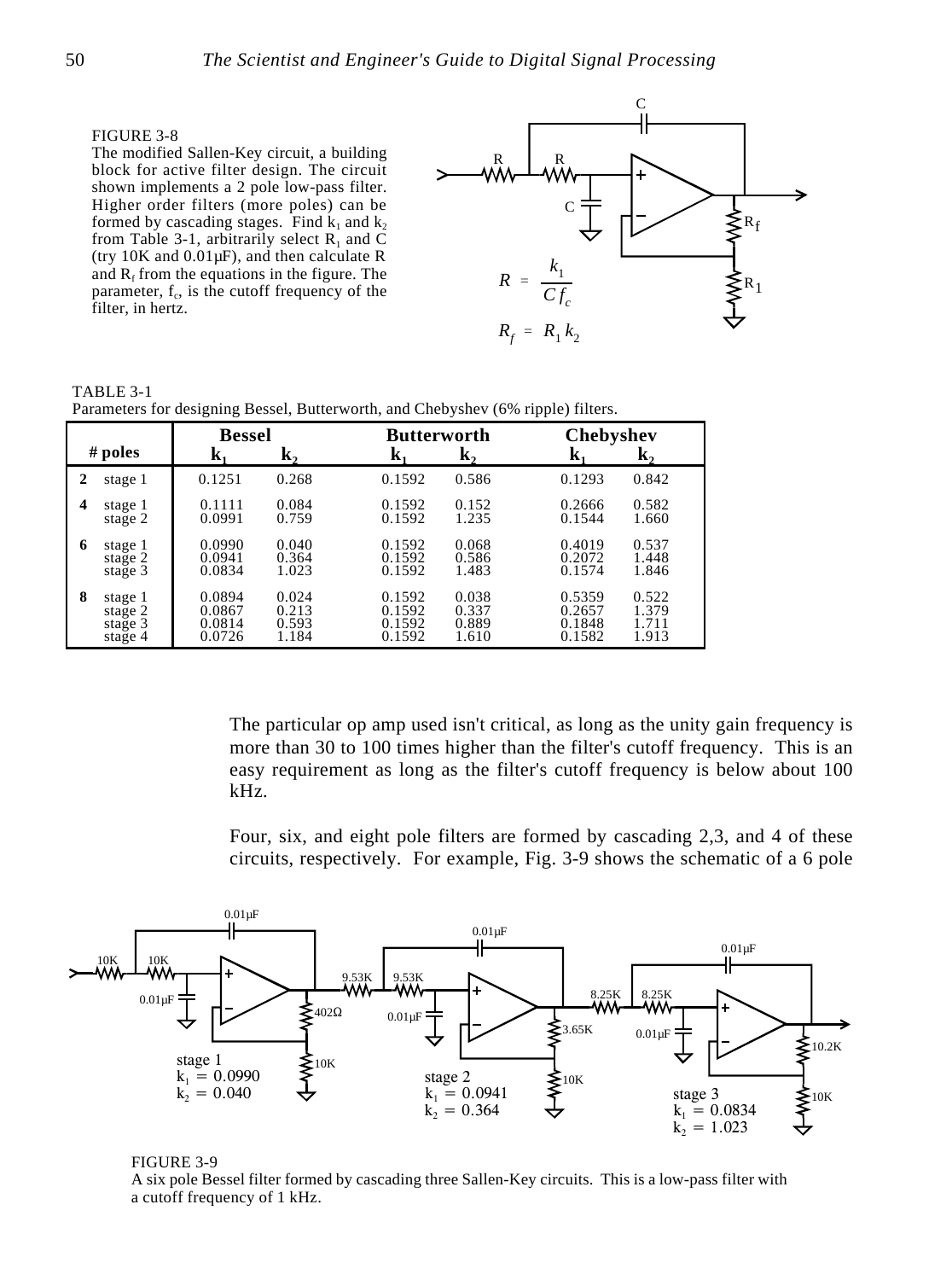FIGURE 3-8
The modified Sallen-Key circuit, a building block for active filter design. The circuit shown implements a 2 pole low-pass filter. Higher order filters (more poles) can be formed by cascading stages. Find $k_1$ and $k_2$ from Table 3-1, arbitrarily select $R_1$ and C (try 10K and 0.01µF), and then calculate R and $R_f$ from the equations in the figure. The parameter, $f_c$, is the cutoff frequency of the filter, in hertz.

$$R = \frac{k_1}{C f_c}$$

$$R_f = R_1 k_2$$

TABLE 3-1
Parameters for designing Bessel, Butterworth, and Chebyshev (6% ripple) filters.

| # poles | | Bessel | | Butterworth | | Chebyshev | |
|---|---|---|---|---|---|---|---|
| | | $k_1$ | $k_2$ | $k_1$ | $k_2$ | $k_1$ | $k_2$ |
| **2** | stage 1 | 0.1251 | 0.268 | 0.1592 | 0.586 | 0.1293 | 0.842 |
| **4** | stage 1 | 0.1111 | 0.084 | 0.1592 | 0.152 | 0.2666 | 0.582 |
| | stage 2 | 0.0991 | 0.759 | 0.1592 | 1.235 | 0.1544 | 1.660 |
| **6** | stage 1 | 0.0990 | 0.040 | 0.1592 | 0.068 | 0.4019 | 0.537 |
| | stage 2 | 0.0941 | 0.364 | 0.1592 | 0.586 | 0.2072 | 1.448 |
| | stage 3 | 0.0834 | 1.023 | 0.1592 | 1.483 | 0.1574 | 1.846 |
| **8** | stage 1 | 0.0894 | 0.024 | 0.1592 | 0.038 | 0.5359 | 0.522 |
| | stage 2 | 0.0867 | 0.213 | 0.1592 | 0.337 | 0.2657 | 1.379 |
| | stage 3 | 0.0814 | 0.593 | 0.1592 | 0.889 | 0.1848 | 1.711 |
| | stage 4 | 0.0726 | 1.184 | 0.1592 | 1.610 | 0.1582 | 1.913 |

The particular op amp used isn't critical, as long as the unity gain frequency is more than 30 to 100 times higher than the filter's cutoff frequency. This is an easy requirement as long as the filter's cutoff frequency is below about 100 kHz.

Four, six, and eight pole filters are formed by cascading 2,3, and 4 of these circuits, respectively. For example, Fig. 3-9 shows the schematic of a 6 pole

FIGURE 3-9
A six pole Bessel filter formed by cascading three Sallen-Key circuits. This is a low-pass filter with a cutoff frequency of 1 kHz.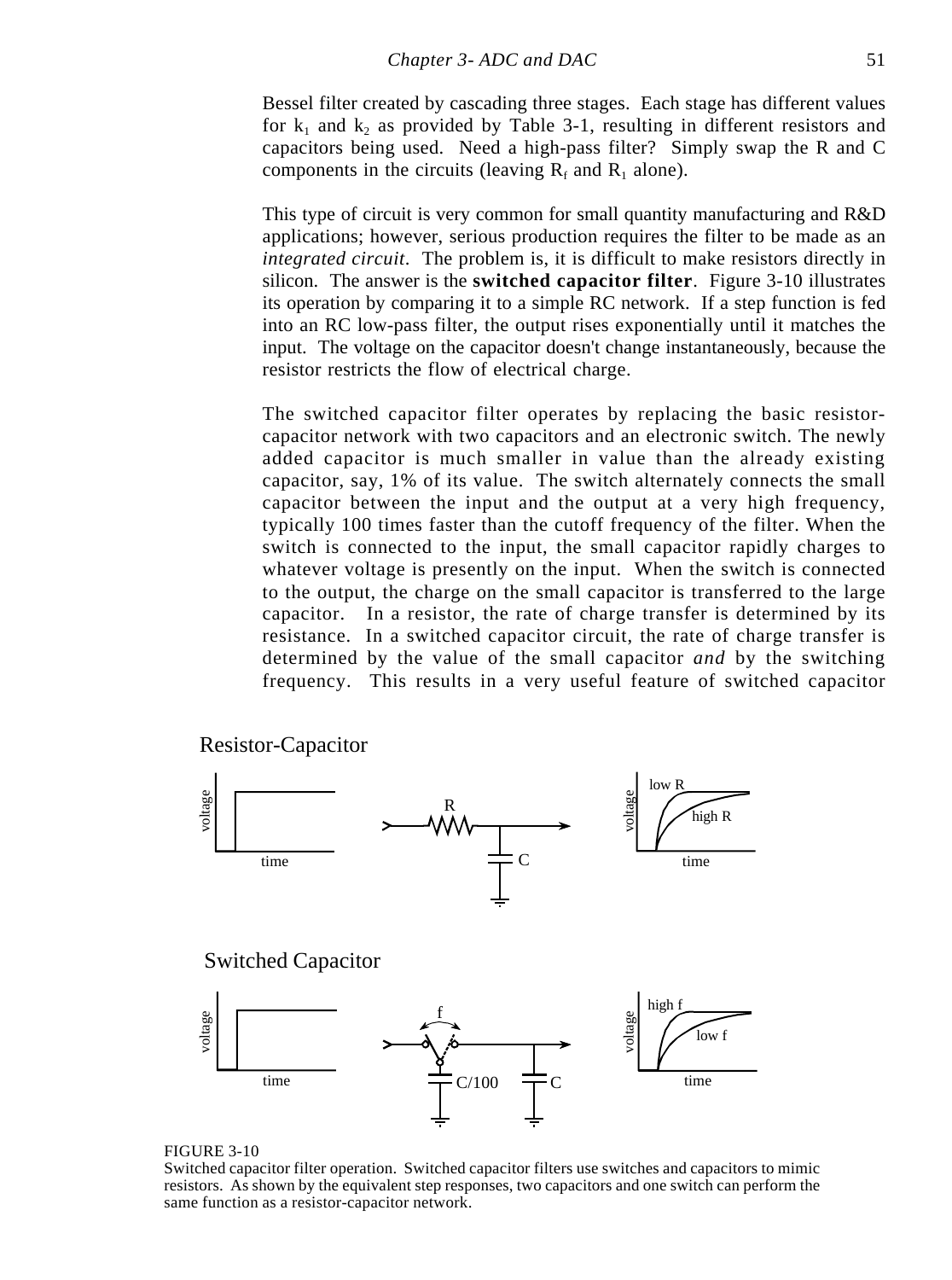Bessel filter created by cascading three stages. Each stage has different values for $k_1$ and $k_2$ as provided by Table 3-1, resulting in different resistors and capacitors being used. Need a high-pass filter? Simply swap the R and C components in the circuits (leaving $R_f$ and $R_1$ alone).

This type of circuit is very common for small quantity manufacturing and R&D applications; however, serious production requires the filter to be made as an *integrated circuit*. The problem is, it is difficult to make resistors directly in silicon. The answer is the **switched capacitor filter**. Figure 3-10 illustrates its operation by comparing it to a simple RC network. If a step function is fed into an RC low-pass filter, the output rises exponentially until it matches the input. The voltage on the capacitor doesn't change instantaneously, because the resistor restricts the flow of electrical charge.

The switched capacitor filter operates by replacing the basic resistor-capacitor network with two capacitors and an electronic switch. The newly added capacitor is much smaller in value than the already existing capacitor, say, 1% of its value. The switch alternately connects the small capacitor between the input and the output at a very high frequency, typically 100 times faster than the cutoff frequency of the filter. When the switch is connected to the input, the small capacitor rapidly charges to whatever voltage is presently on the input. When the switch is connected to the output, the charge on the small capacitor is transferred to the large capacitor. In a resistor, the rate of charge transfer is determined by its resistance. In a switched capacitor circuit, the rate of charge transfer is determined by the value of the small capacitor *and* by the switching frequency. This results in a very useful feature of switched capacitor

Resistor-Capacitor

voltage
time
R
C
low R
high R
voltage
time

Switched Capacitor

voltage
time
f
C/100
C
high f
low f
voltage
time

FIGURE 3-10
Switched capacitor filter operation. Switched capacitor filters use switches and capacitors to mimic resistors. As shown by the equivalent step responses, two capacitors and one switch can perform the same function as a resistor-capacitor network.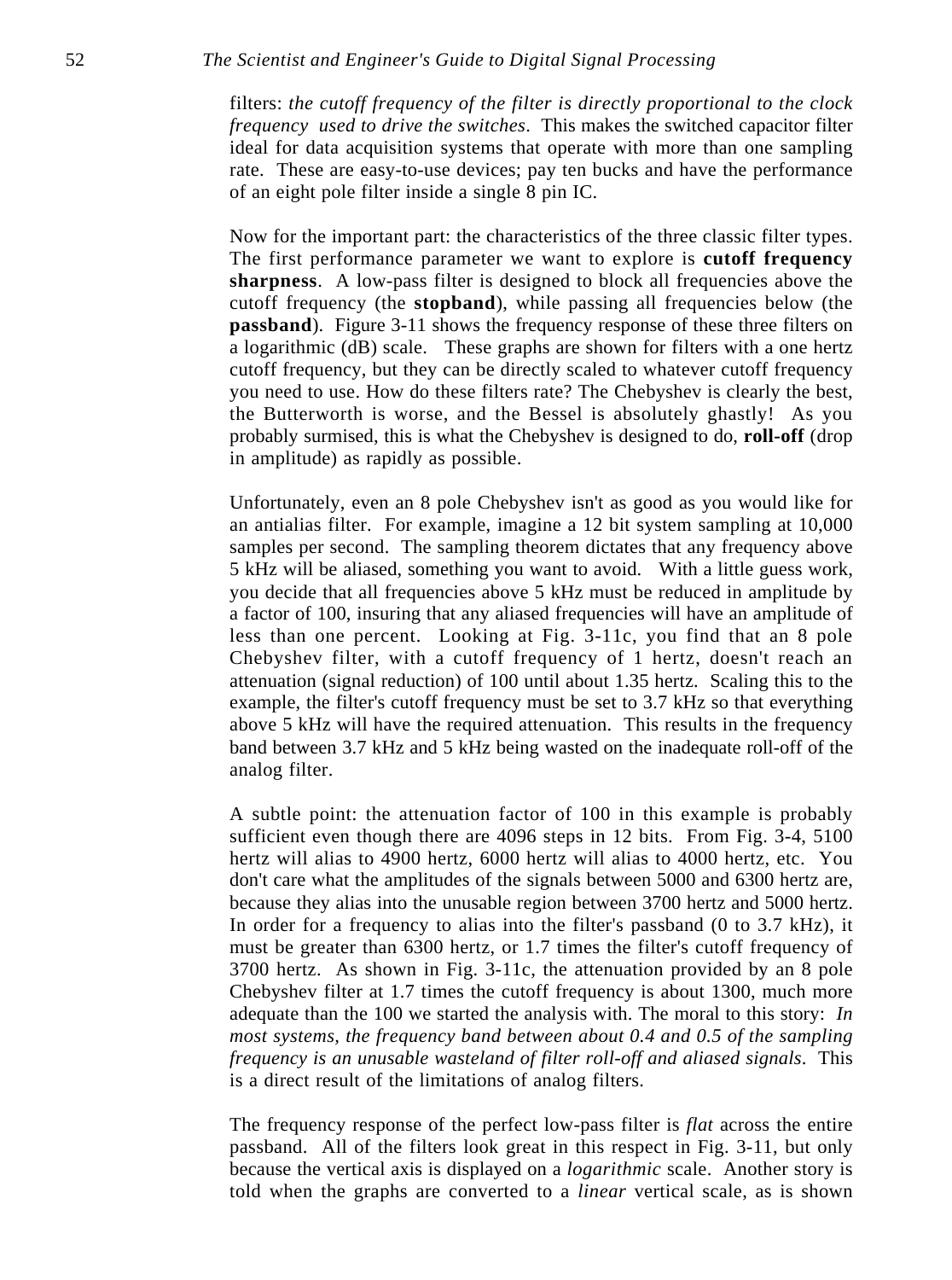filters: *the cutoff frequency of the filter is directly proportional to the clock frequency used to drive the switches*. This makes the switched capacitor filter ideal for data acquisition systems that operate with more than one sampling rate. These are easy-to-use devices; pay ten bucks and have the performance of an eight pole filter inside a single 8 pin IC.

Now for the important part: the characteristics of the three classic filter types. The first performance parameter we want to explore is **cutoff frequency sharpness**. A low-pass filter is designed to block all frequencies above the cutoff frequency (the **stopband**), while passing all frequencies below (the **passband**). Figure 3-11 shows the frequency response of these three filters on a logarithmic (dB) scale. These graphs are shown for filters with a one hertz cutoff frequency, but they can be directly scaled to whatever cutoff frequency you need to use. How do these filters rate? The Chebyshev is clearly the best, the Butterworth is worse, and the Bessel is absolutely ghastly! As you probably surmised, this is what the Chebyshev is designed to do, **roll-off** (drop in amplitude) as rapidly as possible.

Unfortunately, even an 8 pole Chebyshev isn't as good as you would like for an antialias filter. For example, imagine a 12 bit system sampling at 10,000 samples per second. The sampling theorem dictates that any frequency above 5 kHz will be aliased, something you want to avoid. With a little guess work, you decide that all frequencies above 5 kHz must be reduced in amplitude by a factor of 100, insuring that any aliased frequencies will have an amplitude of less than one percent. Looking at Fig. 3-11c, you find that an 8 pole Chebyshev filter, with a cutoff frequency of 1 hertz, doesn't reach an attenuation (signal reduction) of 100 until about 1.35 hertz. Scaling this to the example, the filter's cutoff frequency must be set to 3.7 kHz so that everything above 5 kHz will have the required attenuation. This results in the frequency band between 3.7 kHz and 5 kHz being wasted on the inadequate roll-off of the analog filter.

A subtle point: the attenuation factor of 100 in this example is probably sufficient even though there are 4096 steps in 12 bits. From Fig. 3-4, 5100 hertz will alias to 4900 hertz, 6000 hertz will alias to 4000 hertz, etc. You don't care what the amplitudes of the signals between 5000 and 6300 hertz are, because they alias into the unusable region between 3700 hertz and 5000 hertz. In order for a frequency to alias into the filter's passband (0 to 3.7 kHz), it must be greater than 6300 hertz, or 1.7 times the filter's cutoff frequency of 3700 hertz. As shown in Fig. 3-11c, the attenuation provided by an 8 pole Chebyshev filter at 1.7 times the cutoff frequency is about 1300, much more adequate than the 100 we started the analysis with. The moral to this story: *In most systems, the frequency band between about 0.4 and 0.5 of the sampling frequency is an unusable wasteland of filter roll-off and aliased signals*. This is a direct result of the limitations of analog filters.

The frequency response of the perfect low-pass filter is *flat* across the entire passband. All of the filters look great in this respect in Fig. 3-11, but only because the vertical axis is displayed on a *logarithmic* scale. Another story is told when the graphs are converted to a *linear* vertical scale, as is shown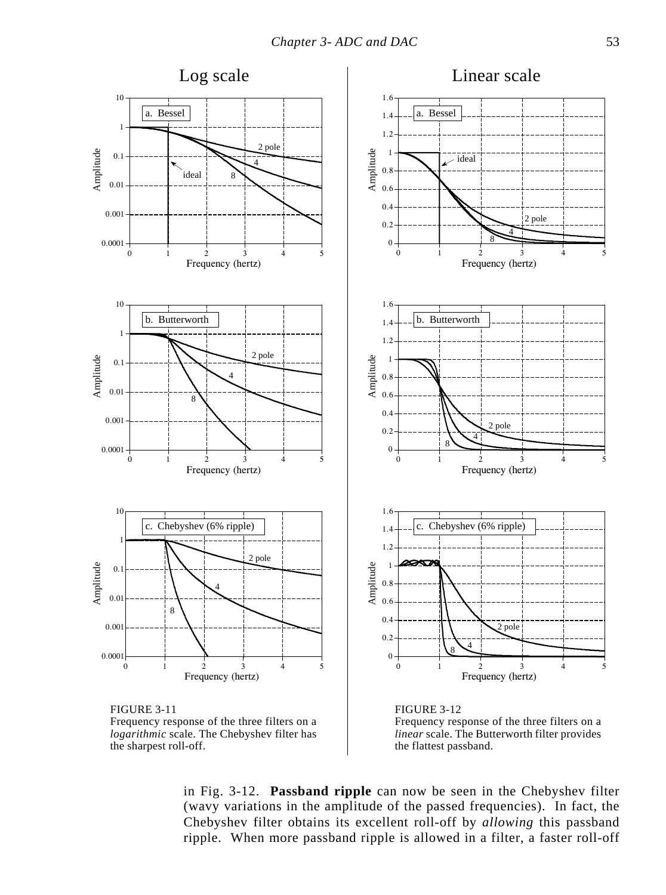FIGURE 3-11
Frequency response of the three filters on a *logarithmic* scale. The Chebyshev filter has the sharpest roll-off.

FIGURE 3-12
Frequency response of the three filters on a *linear* scale. The Butterworth filter provides the flattest passband.

in Fig. 3-12. **Passband ripple** can now be seen in the Chebyshev filter (wavy variations in the amplitude of the passed frequencies). In fact, the Chebyshev filter obtains its excellent roll-off by *allowing* this passband ripple. When more passband ripple is allowed in a filter, a faster roll-off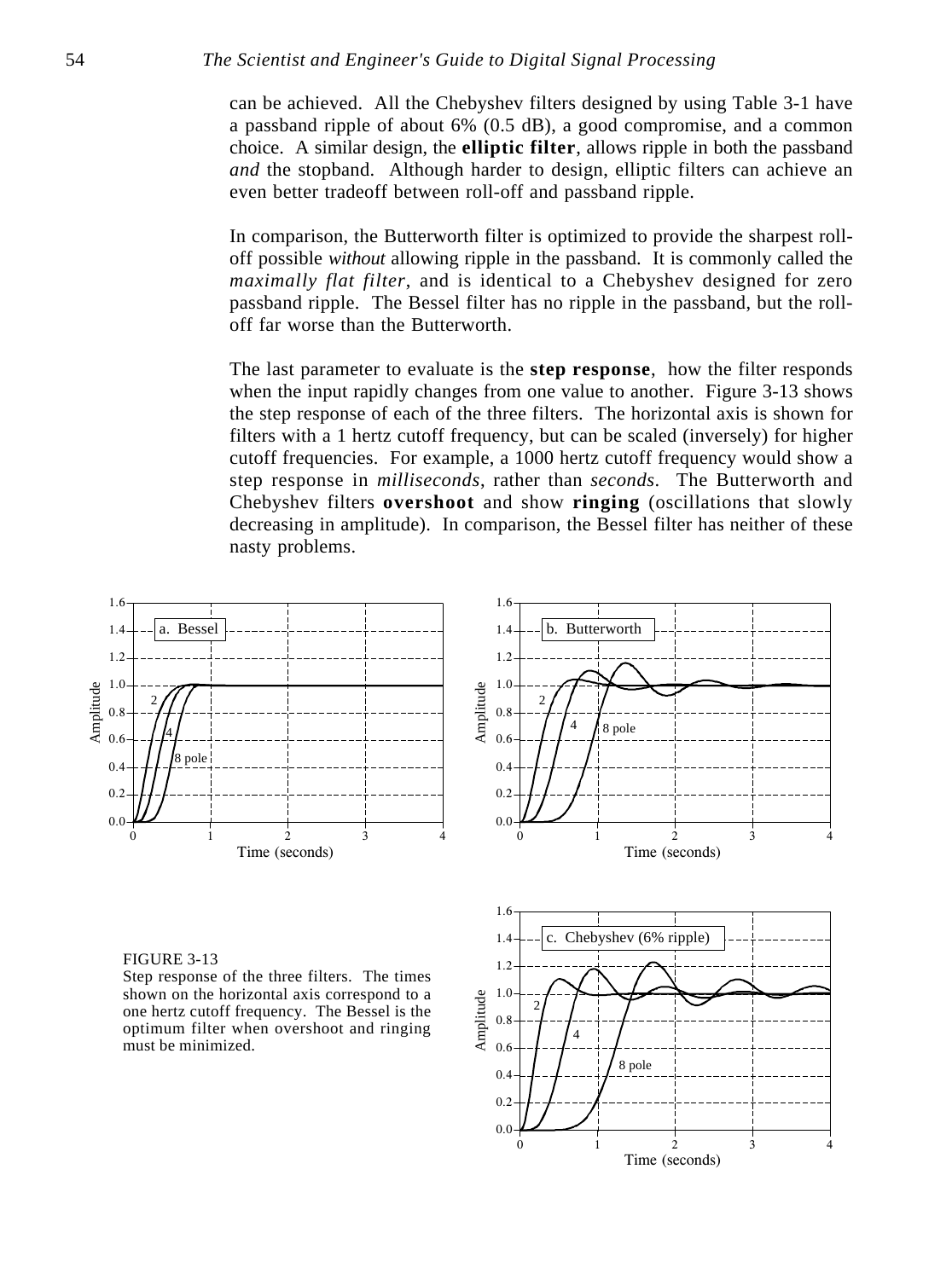can be achieved. All the Chebyshev filters designed by using Table 3-1 have a passband ripple of about 6% (0.5 dB), a good compromise, and a common choice. A similar design, the **elliptic filter**, allows ripple in both the passband *and* the stopband. Although harder to design, elliptic filters can achieve an even better tradeoff between roll-off and passband ripple.

In comparison, the Butterworth filter is optimized to provide the sharpest roll-off possible *without* allowing ripple in the passband. It is commonly called the *maximally flat filter*, and is identical to a Chebyshev designed for zero passband ripple. The Bessel filter has no ripple in the passband, but the roll-off far worse than the Butterworth.

The last parameter to evaluate is the **step response**, how the filter responds when the input rapidly changes from one value to another. Figure 3-13 shows the step response of each of the three filters. The horizontal axis is shown for filters with a 1 hertz cutoff frequency, but can be scaled (inversely) for higher cutoff frequencies. For example, a 1000 hertz cutoff frequency would show a step response in *milliseconds*, rather than *seconds*. The Butterworth and Chebyshev filters **overshoot** and show **ringing** (oscillations that slowly decreasing in amplitude). In comparison, the Bessel filter has neither of these nasty problems.

FIGURE 3-13
Step response of the three filters. The times shown on the horizontal axis correspond to a one hertz cutoff frequency. The Bessel is the optimum filter when overshoot and ringing must be minimized.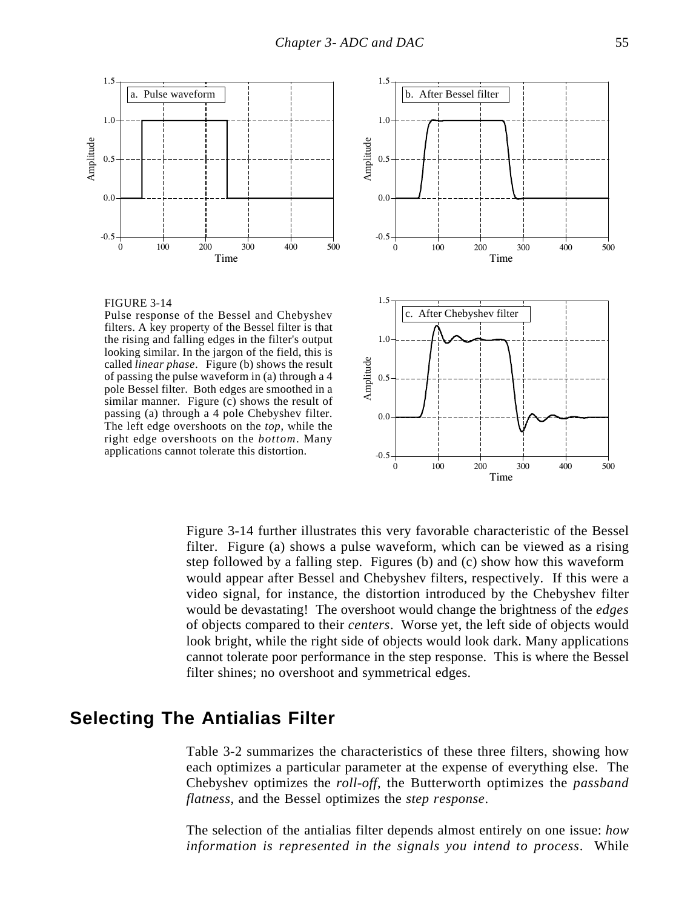FIGURE 3-14
Pulse response of the Bessel and Chebyshev filters. A key property of the Bessel filter is that the rising and falling edges in the filter's output looking similar. In the jargon of the field, this is called *linear phase*. Figure (b) shows the result of passing the pulse waveform in (a) through a 4 pole Bessel filter. Both edges are smoothed in a similar manner. Figure (c) shows the result of passing (a) through a 4 pole Chebyshev filter. The left edge overshoots on the *top*, while the right edge overshoots on the *bottom*. Many applications cannot tolerate this distortion.

Figure 3-14 further illustrates this very favorable characteristic of the Bessel filter. Figure (a) shows a pulse waveform, which can be viewed as a rising step followed by a falling step. Figures (b) and (c) show how this waveform would appear after Bessel and Chebyshev filters, respectively. If this were a video signal, for instance, the distortion introduced by the Chebyshev filter would be devastating! The overshoot would change the brightness of the *edges* of objects compared to their *centers*. Worse yet, the left side of objects would look bright, while the right side of objects would look dark. Many applications cannot tolerate poor performance in the step response. This is where the Bessel filter shines; no overshoot and symmetrical edges.

## Selecting The Antialias Filter

Table 3-2 summarizes the characteristics of these three filters, showing how each optimizes a particular parameter at the expense of everything else. The Chebyshev optimizes the *roll-off*, the Butterworth optimizes the *passband flatness*, and the Bessel optimizes the *step response*.

The selection of the antialias filter depends almost entirely on one issue: *how information is represented in the signals you intend to process*. While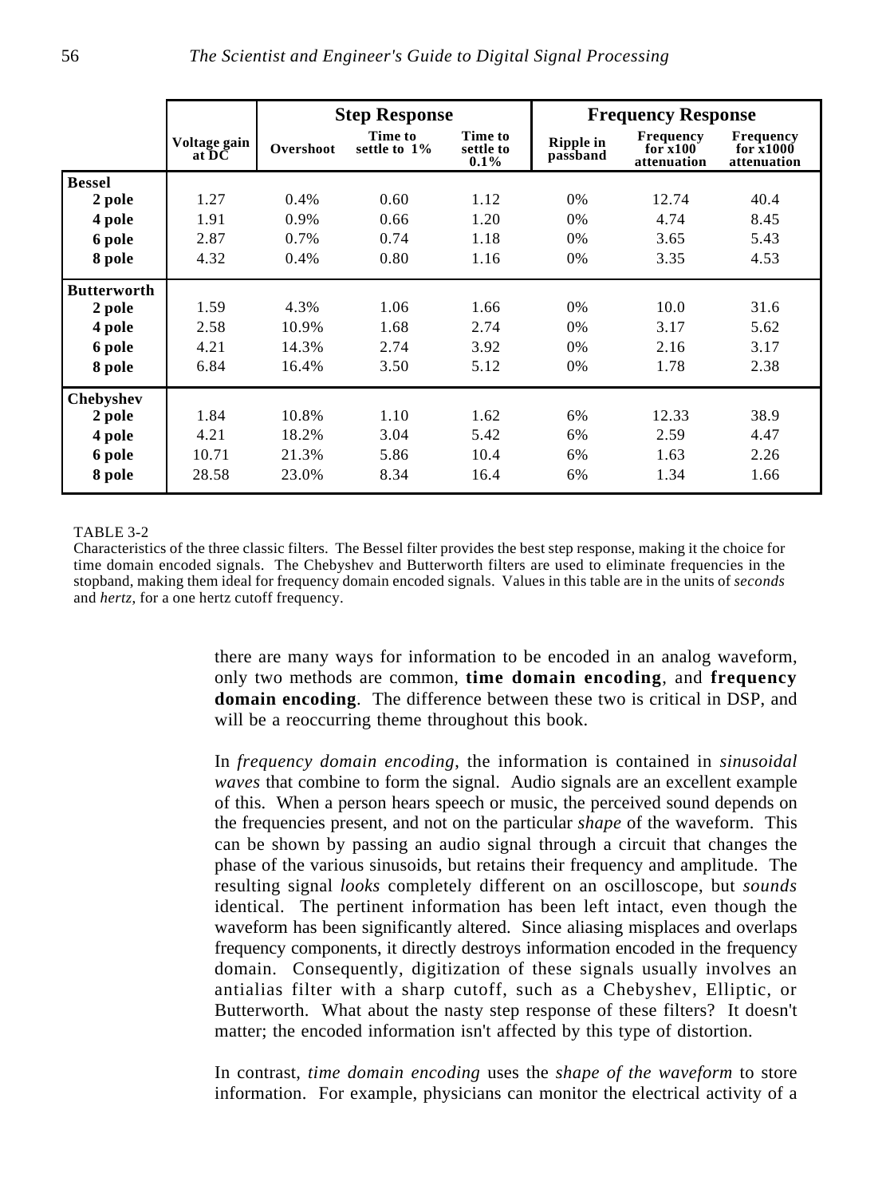| | | Step Response | | | Frequency Response | | |
|---|---|---|---|---|---|---|---|
| | Voltage gain at DC | Overshoot | Time to settle to 1% | Time to settle to 0.1% | Ripple in passband | Frequency for x100 attenuation | Frequency for x1000 attenuation |
| **Bessel** | | | | | | | |
| **2 pole** | 1.27 | 0.4% | 0.60 | 1.12 | 0% | 12.74 | 40.4 |
| **4 pole** | 1.91 | 0.9% | 0.66 | 1.20 | 0% | 4.74 | 8.45 |
| **6 pole** | 2.87 | 0.7% | 0.74 | 1.18 | 0% | 3.65 | 5.43 |
| **8 pole** | 4.32 | 0.4% | 0.80 | 1.16 | 0% | 3.35 | 4.53 |
| **Butterworth** | | | | | | | |
| **2 pole** | 1.59 | 4.3% | 1.06 | 1.66 | 0% | 10.0 | 31.6 |
| **4 pole** | 2.58 | 10.9% | 1.68 | 2.74 | 0% | 3.17 | 5.62 |
| **6 pole** | 4.21 | 14.3% | 2.74 | 3.92 | 0% | 2.16 | 3.17 |
| **8 pole** | 6.84 | 16.4% | 3.50 | 5.12 | 0% | 1.78 | 2.38 |
| **Chebyshev** | | | | | | | |
| **2 pole** | 1.84 | 10.8% | 1.10 | 1.62 | 6% | 12.33 | 38.9 |
| **4 pole** | 4.21 | 18.2% | 3.04 | 5.42 | 6% | 2.59 | 4.47 |
| **6 pole** | 10.71 | 21.3% | 5.86 | 10.4 | 6% | 1.63 | 2.26 |
| **8 pole** | 28.58 | 23.0% | 8.34 | 16.4 | 6% | 1.34 | 1.66 |

TABLE 3-2
Characteristics of the three classic filters. The Bessel filter provides the best step response, making it the choice for time domain encoded signals. The Chebyshev and Butterworth filters are used to eliminate frequencies in the stopband, making them ideal for frequency domain encoded signals. Values in this table are in the units of *seconds* and *hertz*, for a one hertz cutoff frequency.

there are many ways for information to be encoded in an analog waveform, only two methods are common, **time domain encoding**, and **frequency domain encoding**. The difference between these two is critical in DSP, and will be a reoccurring theme throughout this book.

In *frequency domain encoding*, the information is contained in *sinusoidal waves* that combine to form the signal. Audio signals are an excellent example of this. When a person hears speech or music, the perceived sound depends on the frequencies present, and not on the particular *shape* of the waveform. This can be shown by passing an audio signal through a circuit that changes the phase of the various sinusoids, but retains their frequency and amplitude. The resulting signal *looks* completely different on an oscilloscope, but *sounds* identical. The pertinent information has been left intact, even though the waveform has been significantly altered. Since aliasing misplaces and overlaps frequency components, it directly destroys information encoded in the frequency domain. Consequently, digitization of these signals usually involves an antialias filter with a sharp cutoff, such as a Chebyshev, Elliptic, or Butterworth. What about the nasty step response of these filters? It doesn't matter; the encoded information isn't affected by this type of distortion.

In contrast, *time domain encoding* uses the *shape of the waveform* to store information. For example, physicians can monitor the electrical activity of a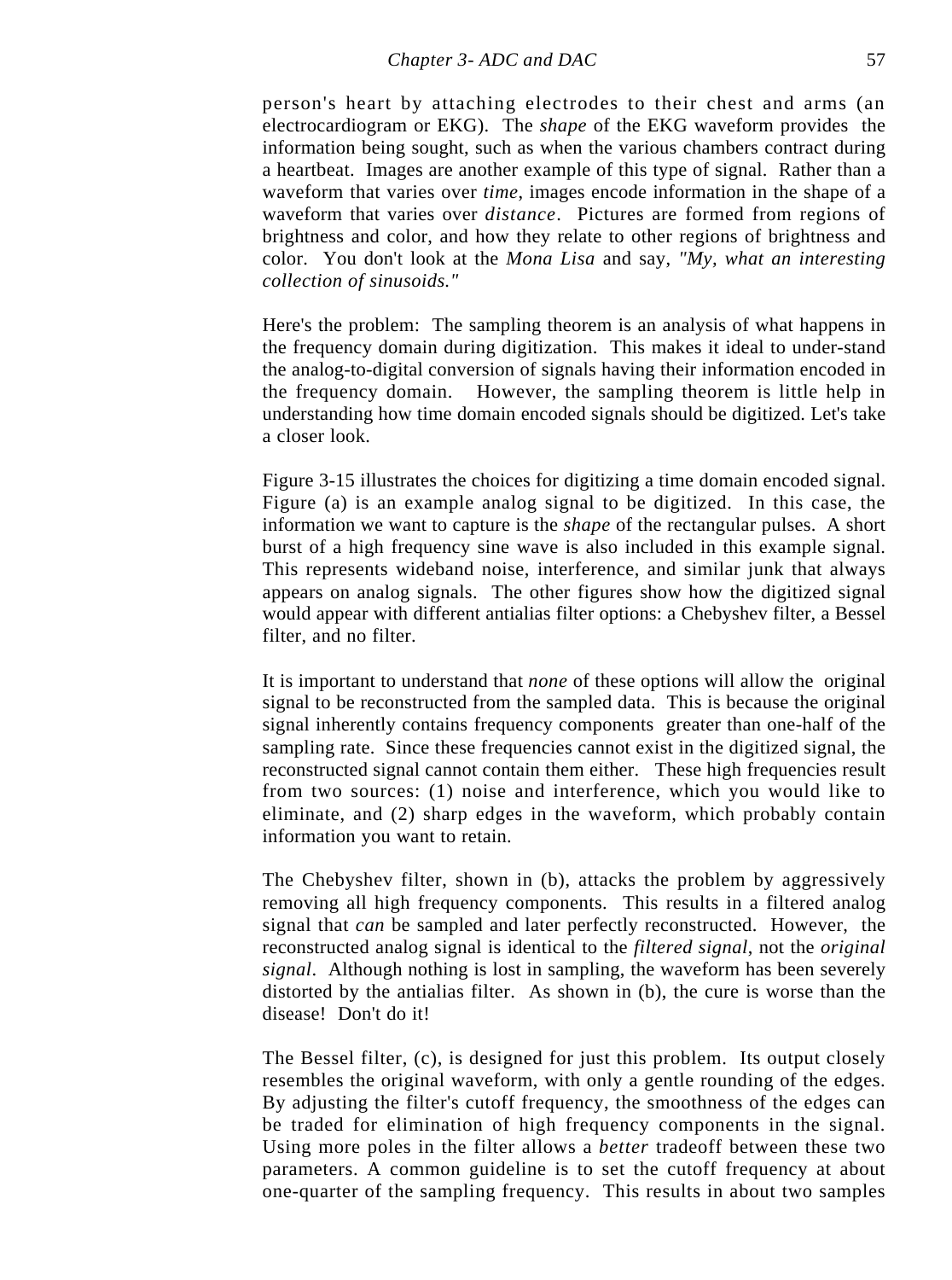person's heart by attaching electrodes to their chest and arms (an electrocardiogram or EKG). The *shape* of the EKG waveform provides the information being sought, such as when the various chambers contract during a heartbeat. Images are another example of this type of signal. Rather than a waveform that varies over *time*, images encode information in the shape of a waveform that varies over *distance*. Pictures are formed from regions of brightness and color, and how they relate to other regions of brightness and color. You don't look at the *Mona Lisa* and say, *"My, what an interesting collection of sinusoids."*

Here's the problem: The sampling theorem is an analysis of what happens in the frequency domain during digitization. This makes it ideal to under-stand the analog-to-digital conversion of signals having their information encoded in the frequency domain. However, the sampling theorem is little help in understanding how time domain encoded signals should be digitized. Let's take a closer look.

Figure 3-15 illustrates the choices for digitizing a time domain encoded signal. Figure (a) is an example analog signal to be digitized. In this case, the information we want to capture is the *shape* of the rectangular pulses. A short burst of a high frequency sine wave is also included in this example signal. This represents wideband noise, interference, and similar junk that always appears on analog signals. The other figures show how the digitized signal would appear with different antialias filter options: a Chebyshev filter, a Bessel filter, and no filter.

It is important to understand that *none* of these options will allow the original signal to be reconstructed from the sampled data. This is because the original signal inherently contains frequency components greater than one-half of the sampling rate. Since these frequencies cannot exist in the digitized signal, the reconstructed signal cannot contain them either. These high frequencies result from two sources: (1) noise and interference, which you would like to eliminate, and (2) sharp edges in the waveform, which probably contain information you want to retain.

The Chebyshev filter, shown in (b), attacks the problem by aggressively removing all high frequency components. This results in a filtered analog signal that *can* be sampled and later perfectly reconstructed. However, the reconstructed analog signal is identical to the *filtered signal*, not the *original signal*. Although nothing is lost in sampling, the waveform has been severely distorted by the antialias filter. As shown in (b), the cure is worse than the disease! Don't do it!

The Bessel filter, (c), is designed for just this problem. Its output closely resembles the original waveform, with only a gentle rounding of the edges. By adjusting the filter's cutoff frequency, the smoothness of the edges can be traded for elimination of high frequency components in the signal. Using more poles in the filter allows a *better* tradeoff between these two parameters. A common guideline is to set the cutoff frequency at about one-quarter of the sampling frequency. This results in about two samples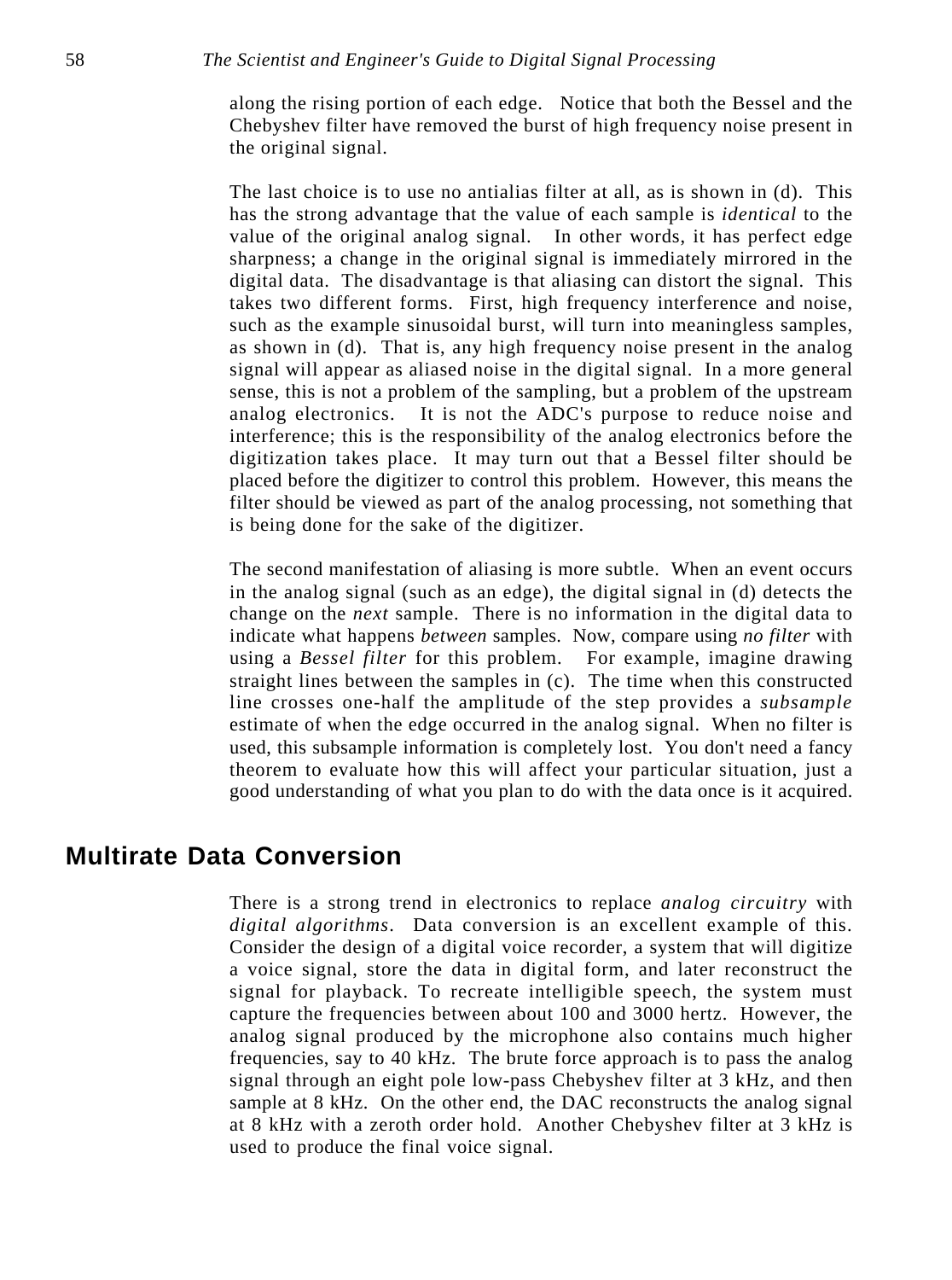along the rising portion of each edge. Notice that both the Bessel and the Chebyshev filter have removed the burst of high frequency noise present in the original signal.

The last choice is to use no antialias filter at all, as is shown in (d). This has the strong advantage that the value of each sample is *identical* to the value of the original analog signal. In other words, it has perfect edge sharpness; a change in the original signal is immediately mirrored in the digital data. The disadvantage is that aliasing can distort the signal. This takes two different forms. First, high frequency interference and noise, such as the example sinusoidal burst, will turn into meaningless samples, as shown in (d). That is, any high frequency noise present in the analog signal will appear as aliased noise in the digital signal. In a more general sense, this is not a problem of the sampling, but a problem of the upstream analog electronics. It is not the ADC's purpose to reduce noise and interference; this is the responsibility of the analog electronics before the digitization takes place. It may turn out that a Bessel filter should be placed before the digitizer to control this problem. However, this means the filter should be viewed as part of the analog processing, not something that is being done for the sake of the digitizer.

The second manifestation of aliasing is more subtle. When an event occurs in the analog signal (such as an edge), the digital signal in (d) detects the change on the *next* sample. There is no information in the digital data to indicate what happens *between* samples. Now, compare using *no filter* with using a *Bessel filter* for this problem. For example, imagine drawing straight lines between the samples in (c). The time when this constructed line crosses one-half the amplitude of the step provides a *subsample* estimate of when the edge occurred in the analog signal. When no filter is used, this subsample information is completely lost. You don't need a fancy theorem to evaluate how this will affect your particular situation, just a good understanding of what you plan to do with the data once is it acquired.

## Multirate Data Conversion

There is a strong trend in electronics to replace *analog circuitry* with *digital algorithms*. Data conversion is an excellent example of this. Consider the design of a digital voice recorder, a system that will digitize a voice signal, store the data in digital form, and later reconstruct the signal for playback. To recreate intelligible speech, the system must capture the frequencies between about 100 and 3000 hertz. However, the analog signal produced by the microphone also contains much higher frequencies, say to 40 kHz. The brute force approach is to pass the analog signal through an eight pole low-pass Chebyshev filter at 3 kHz, and then sample at 8 kHz. On the other end, the DAC reconstructs the analog signal at 8 kHz with a zeroth order hold. Another Chebyshev filter at 3 kHz is used to produce the final voice signal.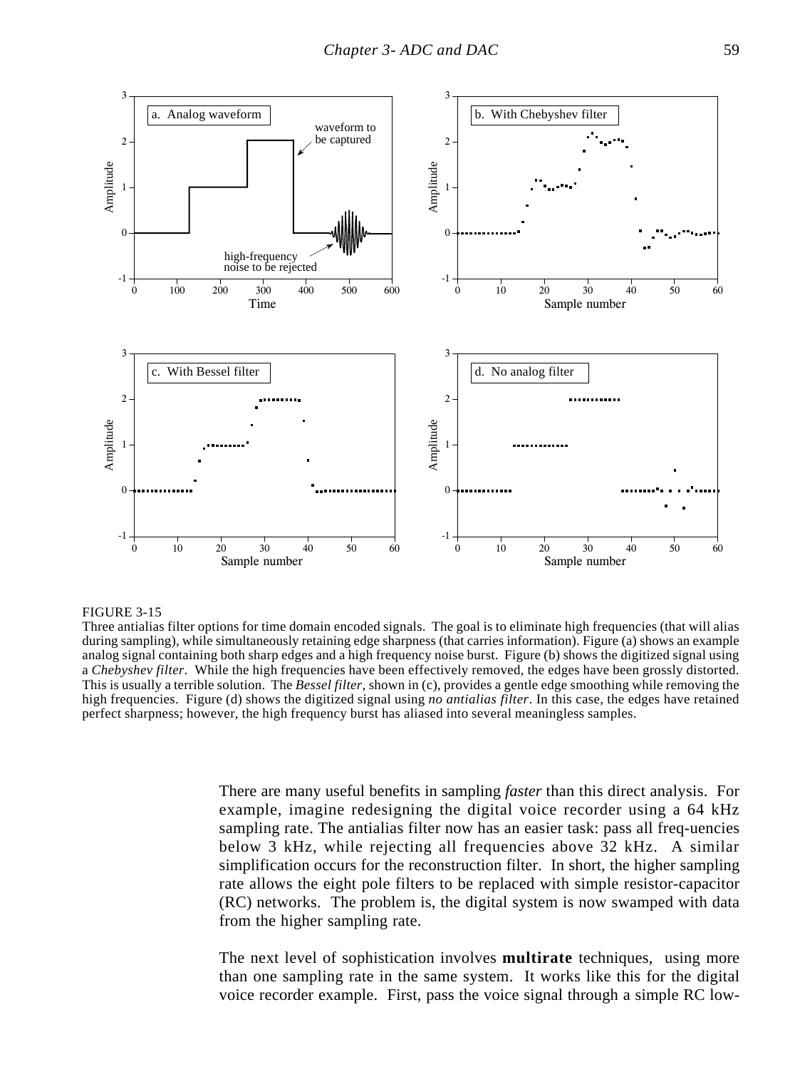FIGURE 3-15

Three antialias filter options for time domain encoded signals. The goal is to eliminate high frequencies (that will alias during sampling), while simultaneously retaining edge sharpness (that carries information). Figure (a) shows an example analog signal containing both sharp edges and a high frequency noise burst. Figure (b) shows the digitized signal using a *Chebyshev filter*. While the high frequencies have been effectively removed, the edges have been grossly distorted. This is usually a terrible solution. The *Bessel filter*, shown in (c), provides a gentle edge smoothing while removing the high frequencies. Figure (d) shows the digitized signal using *no antialias filter*. In this case, the edges have retained perfect sharpness; however, the high frequency burst has aliased into several meaningless samples.

There are many useful benefits in sampling *faster* than this direct analysis. For example, imagine redesigning the digital voice recorder using a 64 kHz sampling rate. The antialias filter now has an easier task: pass all freq-uencies below 3 kHz, while rejecting all frequencies above 32 kHz. A similar simplification occurs for the reconstruction filter. In short, the higher sampling rate allows the eight pole filters to be replaced with simple resistor-capacitor (RC) networks. The problem is, the digital system is now swamped with data from the higher sampling rate.

The next level of sophistication involves **multirate** techniques, using more than one sampling rate in the same system. It works like this for the digital voice recorder example. First, pass the voice signal through a simple RC low-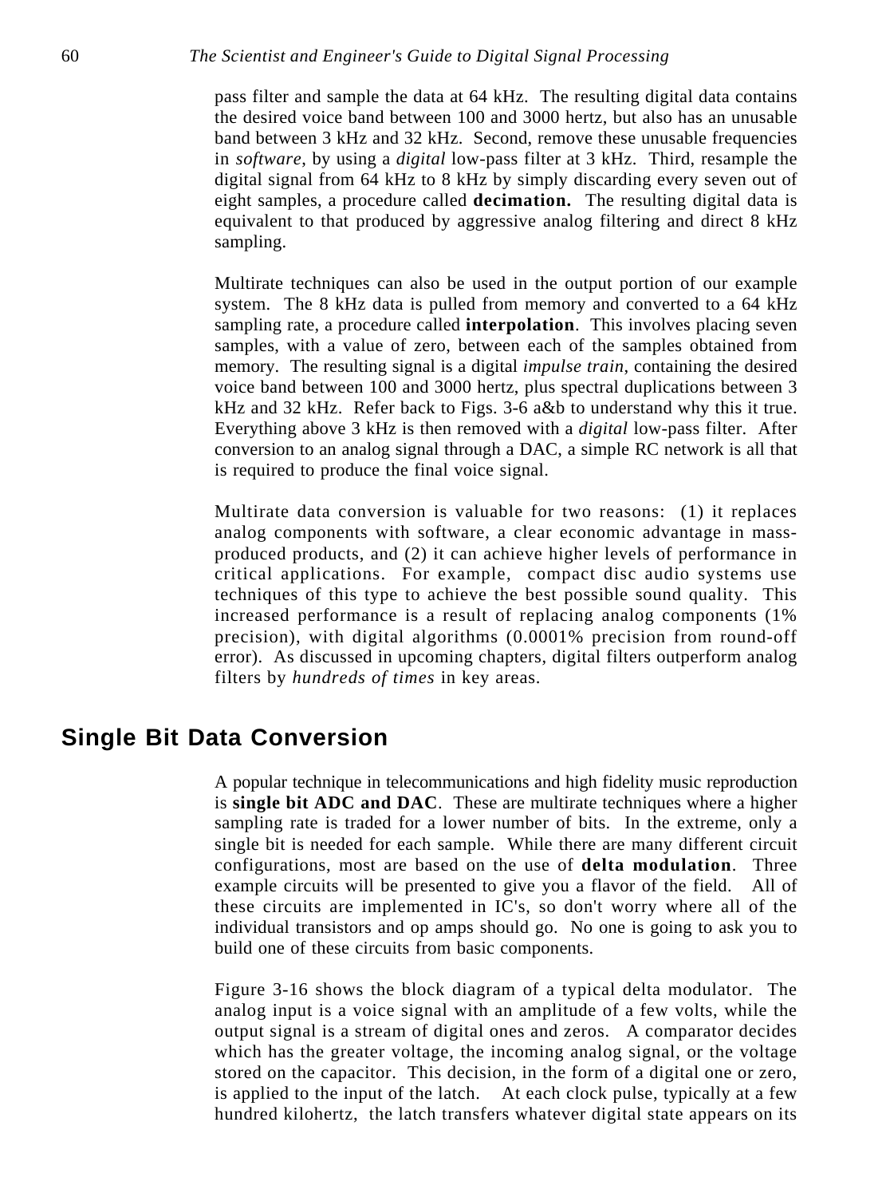pass filter and sample the data at 64 kHz. The resulting digital data contains the desired voice band between 100 and 3000 hertz, but also has an unusable band between 3 kHz and 32 kHz. Second, remove these unusable frequencies in *software*, by using a *digital* low-pass filter at 3 kHz. Third, resample the digital signal from 64 kHz to 8 kHz by simply discarding every seven out of eight samples, a procedure called **decimation.** The resulting digital data is equivalent to that produced by aggressive analog filtering and direct 8 kHz sampling.

Multirate techniques can also be used in the output portion of our example system. The 8 kHz data is pulled from memory and converted to a 64 kHz sampling rate, a procedure called **interpolation**. This involves placing seven samples, with a value of zero, between each of the samples obtained from memory. The resulting signal is a digital *impulse train*, containing the desired voice band between 100 and 3000 hertz, plus spectral duplications between 3 kHz and 32 kHz. Refer back to Figs. 3-6 a&b to understand why this it true. Everything above 3 kHz is then removed with a *digital* low-pass filter. After conversion to an analog signal through a DAC, a simple RC network is all that is required to produce the final voice signal.

Multirate data conversion is valuable for two reasons: (1) it replaces analog components with software, a clear economic advantage in mass-produced products, and (2) it can achieve higher levels of performance in critical applications. For example, compact disc audio systems use techniques of this type to achieve the best possible sound quality. This increased performance is a result of replacing analog components (1% precision), with digital algorithms (0.0001% precision from round-off error). As discussed in upcoming chapters, digital filters outperform analog filters by *hundreds of times* in key areas.

## Single Bit Data Conversion

A popular technique in telecommunications and high fidelity music reproduction is **single bit ADC and DAC**. These are multirate techniques where a higher sampling rate is traded for a lower number of bits. In the extreme, only a single bit is needed for each sample. While there are many different circuit configurations, most are based on the use of **delta modulation**. Three example circuits will be presented to give you a flavor of the field. All of these circuits are implemented in IC's, so don't worry where all of the individual transistors and op amps should go. No one is going to ask you to build one of these circuits from basic components.

Figure 3-16 shows the block diagram of a typical delta modulator. The analog input is a voice signal with an amplitude of a few volts, while the output signal is a stream of digital ones and zeros. A comparator decides which has the greater voltage, the incoming analog signal, or the voltage stored on the capacitor. This decision, in the form of a digital one or zero, is applied to the input of the latch. At each clock pulse, typically at a few hundred kilohertz, the latch transfers whatever digital state appears on its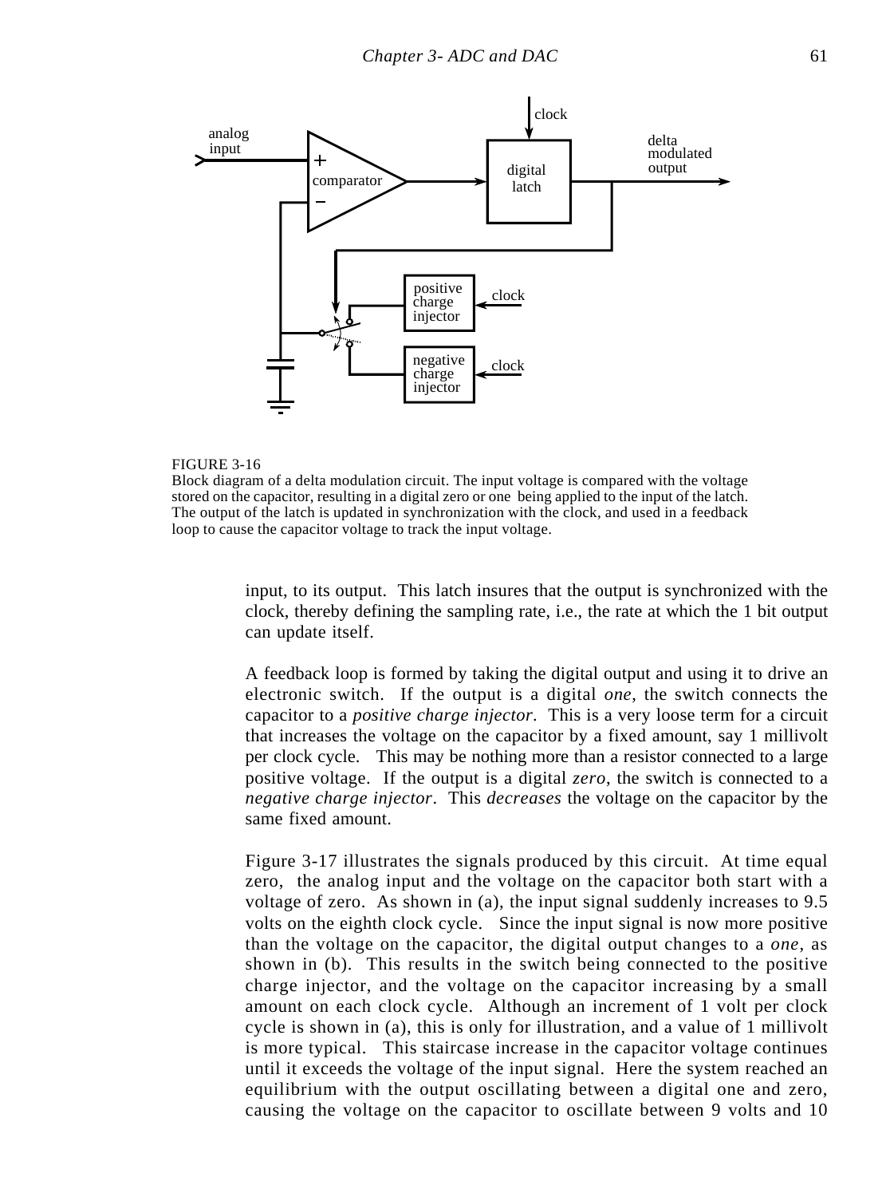analog input

comparator

digital latch

clock

delta modulated output

positive charge injector

clock

negative charge injector

clock

FIGURE 3-16
Block diagram of a delta modulation circuit. The input voltage is compared with the voltage stored on the capacitor, resulting in a digital zero or one being applied to the input of the latch. The output of the latch is updated in synchronization with the clock, and used in a feedback loop to cause the capacitor voltage to track the input voltage.

input, to its output. This latch insures that the output is synchronized with the clock, thereby defining the sampling rate, i.e., the rate at which the 1 bit output can update itself.

A feedback loop is formed by taking the digital output and using it to drive an electronic switch. If the output is a digital *one*, the switch connects the capacitor to a *positive charge injector*. This is a very loose term for a circuit that increases the voltage on the capacitor by a fixed amount, say 1 millivolt per clock cycle. This may be nothing more than a resistor connected to a large positive voltage. If the output is a digital *zero*, the switch is connected to a *negative charge injector*. This *decreases* the voltage on the capacitor by the same fixed amount.

Figure 3-17 illustrates the signals produced by this circuit. At time equal zero, the analog input and the voltage on the capacitor both start with a voltage of zero. As shown in (a), the input signal suddenly increases to 9.5 volts on the eighth clock cycle. Since the input signal is now more positive than the voltage on the capacitor, the digital output changes to a *one*, as shown in (b). This results in the switch being connected to the positive charge injector, and the voltage on the capacitor increasing by a small amount on each clock cycle. Although an increment of 1 volt per clock cycle is shown in (a), this is only for illustration, and a value of 1 millivolt is more typical. This staircase increase in the capacitor voltage continues until it exceeds the voltage of the input signal. Here the system reached an equilibrium with the output oscillating between a digital one and zero, causing the voltage on the capacitor to oscillate between 9 volts and 10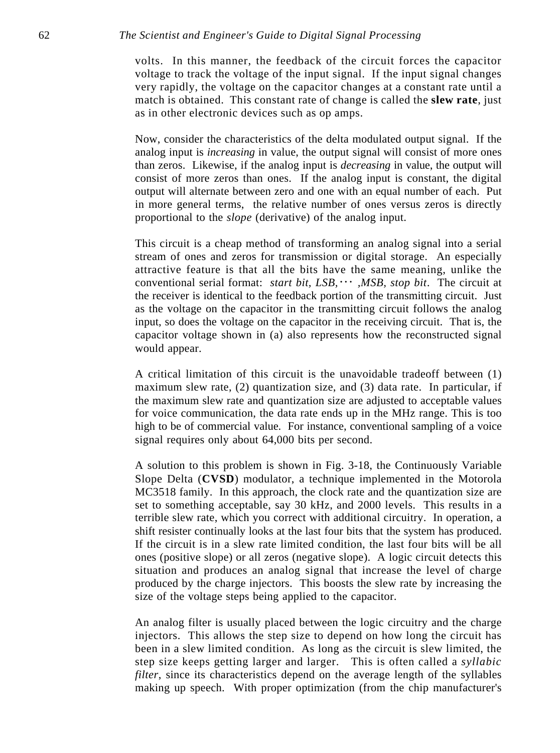volts. In this manner, the feedback of the circuit forces the capacitor voltage to track the voltage of the input signal. If the input signal changes very rapidly, the voltage on the capacitor changes at a constant rate until a match is obtained. This constant rate of change is called the **slew rate**, just as in other electronic devices such as op amps.

Now, consider the characteristics of the delta modulated output signal. If the analog input is *increasing* in value, the output signal will consist of more ones than zeros. Likewise, if the analog input is *decreasing* in value, the output will consist of more zeros than ones. If the analog input is constant, the digital output will alternate between zero and one with an equal number of each. Put in more general terms, the relative number of ones versus zeros is directly proportional to the *slope* (derivative) of the analog input.

This circuit is a cheap method of transforming an analog signal into a serial stream of ones and zeros for transmission or digital storage. An especially attractive feature is that all the bits have the same meaning, unlike the conventional serial format: *start bit, LSB, ⋯ ,MSB, stop bit*. The circuit at the receiver is identical to the feedback portion of the transmitting circuit. Just as the voltage on the capacitor in the transmitting circuit follows the analog input, so does the voltage on the capacitor in the receiving circuit. That is, the capacitor voltage shown in (a) also represents how the reconstructed signal would appear.

A critical limitation of this circuit is the unavoidable tradeoff between (1) maximum slew rate, (2) quantization size, and (3) data rate. In particular, if the maximum slew rate and quantization size are adjusted to acceptable values for voice communication, the data rate ends up in the MHz range. This is too high to be of commercial value. For instance, conventional sampling of a voice signal requires only about 64,000 bits per second.

A solution to this problem is shown in Fig. 3-18, the Continuously Variable Slope Delta (**CVSD**) modulator, a technique implemented in the Motorola MC3518 family. In this approach, the clock rate and the quantization size are set to something acceptable, say 30 kHz, and 2000 levels. This results in a terrible slew rate, which you correct with additional circuitry. In operation, a shift resister continually looks at the last four bits that the system has produced. If the circuit is in a slew rate limited condition, the last four bits will be all ones (positive slope) or all zeros (negative slope). A logic circuit detects this situation and produces an analog signal that increase the level of charge produced by the charge injectors. This boosts the slew rate by increasing the size of the voltage steps being applied to the capacitor.

An analog filter is usually placed between the logic circuitry and the charge injectors. This allows the step size to depend on how long the circuit has been in a slew limited condition. As long as the circuit is slew limited, the step size keeps getting larger and larger. This is often called a *syllabic filter*, since its characteristics depend on the average length of the syllables making up speech. With proper optimization (from the chip manufacturer's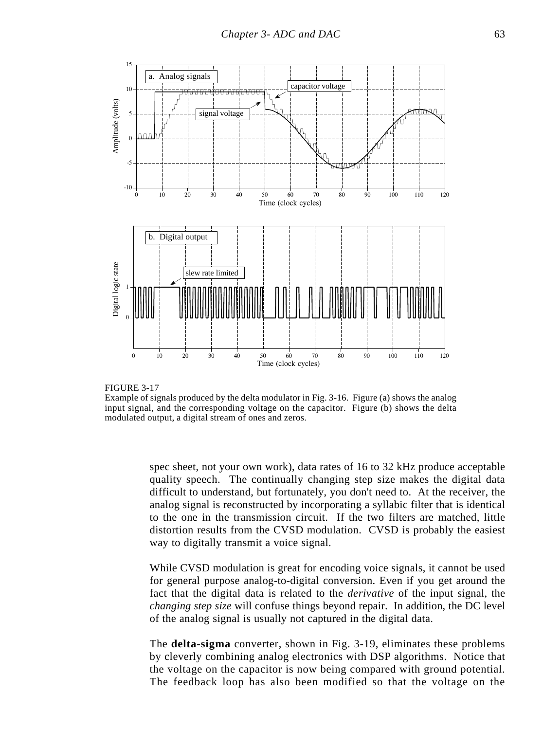FIGURE 3-17
Example of signals produced by the delta modulator in Fig. 3-16. Figure (a) shows the analog input signal, and the corresponding voltage on the capacitor. Figure (b) shows the delta modulated output, a digital stream of ones and zeros.

spec sheet, not your own work), data rates of 16 to 32 kHz produce acceptable quality speech. The continually changing step size makes the digital data difficult to understand, but fortunately, you don't need to. At the receiver, the analog signal is reconstructed by incorporating a syllabic filter that is identical to the one in the transmission circuit. If the two filters are matched, little distortion results from the CVSD modulation. CVSD is probably the easiest way to digitally transmit a voice signal.

While CVSD modulation is great for encoding voice signals, it cannot be used for general purpose analog-to-digital conversion. Even if you get around the fact that the digital data is related to the *derivative* of the input signal, the *changing step size* will confuse things beyond repair. In addition, the DC level of the analog signal is usually not captured in the digital data.

The **delta-sigma** converter, shown in Fig. 3-19, eliminates these problems by cleverly combining analog electronics with DSP algorithms. Notice that the voltage on the capacitor is now being compared with ground potential. The feedback loop has also been modified so that the voltage on the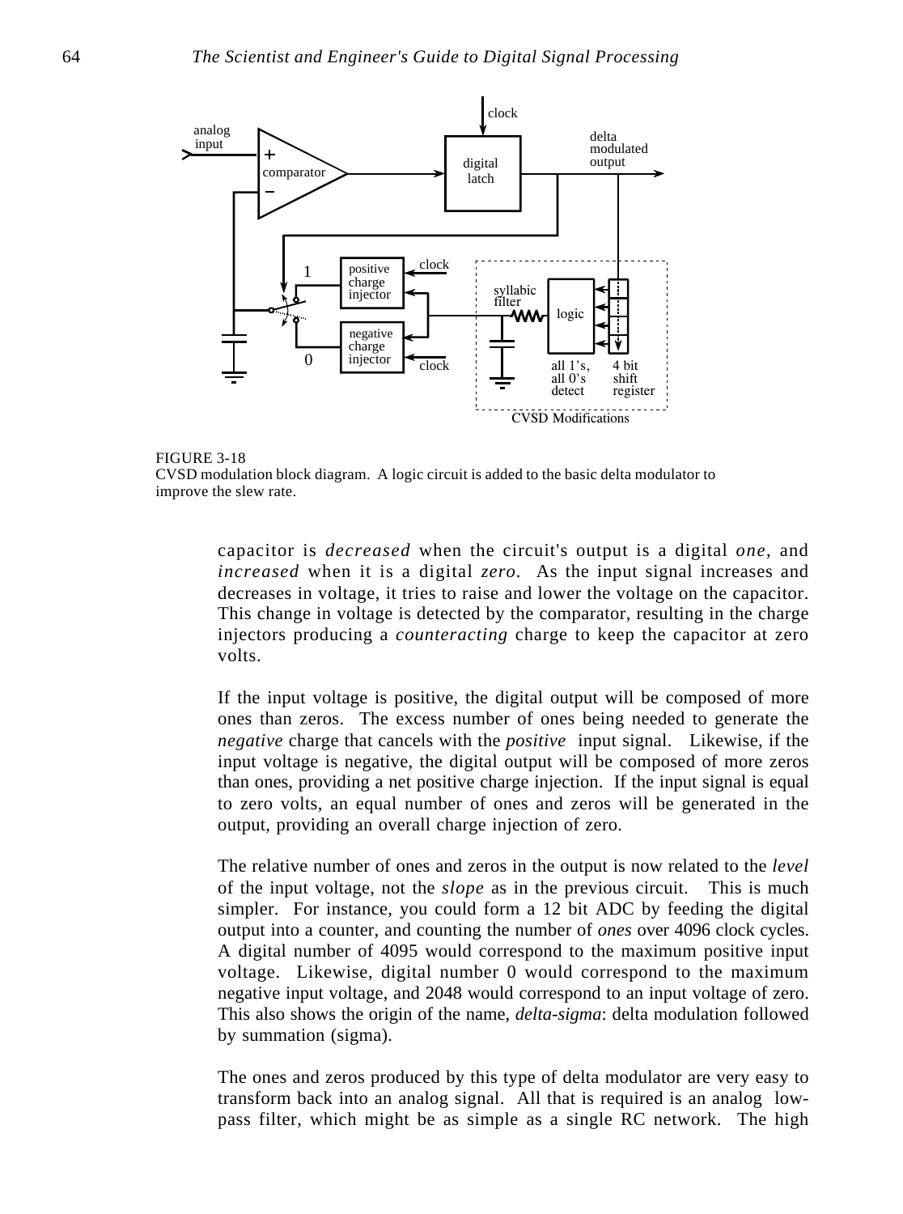FIGURE 3-18
CVSD modulation block diagram. A logic circuit is added to the basic delta modulator to improve the slew rate.

capacitor is *decreased* when the circuit's output is a digital *one*, and *increased* when it is a digital *zero*. As the input signal increases and decreases in voltage, it tries to raise and lower the voltage on the capacitor. This change in voltage is detected by the comparator, resulting in the charge injectors producing a *counteracting* charge to keep the capacitor at zero volts.

If the input voltage is positive, the digital output will be composed of more ones than zeros. The excess number of ones being needed to generate the *negative* charge that cancels with the *positive* input signal. Likewise, if the input voltage is negative, the digital output will be composed of more zeros than ones, providing a net positive charge injection. If the input signal is equal to zero volts, an equal number of ones and zeros will be generated in the output, providing an overall charge injection of zero.

The relative number of ones and zeros in the output is now related to the *level* of the input voltage, not the *slope* as in the previous circuit. This is much simpler. For instance, you could form a 12 bit ADC by feeding the digital output into a counter, and counting the number of *ones* over 4096 clock cycles. A digital number of 4095 would correspond to the maximum positive input voltage. Likewise, digital number 0 would correspond to the maximum negative input voltage, and 2048 would correspond to an input voltage of zero. This also shows the origin of the name, *delta-sigma*: delta modulation followed by summation (sigma).

The ones and zeros produced by this type of delta modulator are very easy to transform back into an analog signal. All that is required is an analog low-pass filter, which might be as simple as a single RC network. The high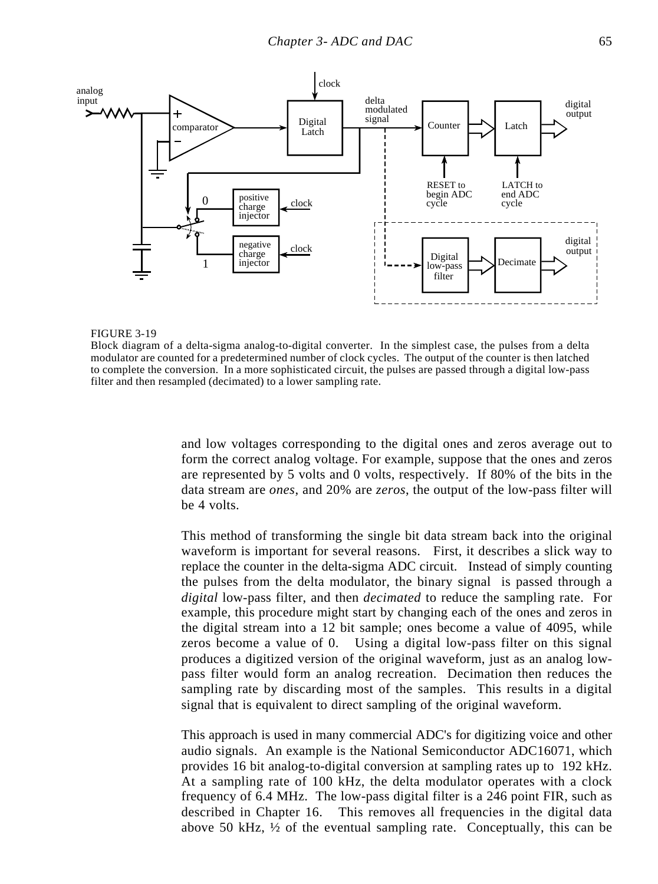FIGURE 3-19
Block diagram of a delta-sigma analog-to-digital converter. In the simplest case, the pulses from a delta modulator are counted for a predetermined number of clock cycles. The output of the counter is then latched to complete the conversion. In a more sophisticated circuit, the pulses are passed through a digital low-pass filter and then resampled (decimated) to a lower sampling rate.

and low voltages corresponding to the digital ones and zeros average out to form the correct analog voltage. For example, suppose that the ones and zeros are represented by 5 volts and 0 volts, respectively. If 80% of the bits in the data stream are *ones*, and 20% are *zeros*, the output of the low-pass filter will be 4 volts.

This method of transforming the single bit data stream back into the original waveform is important for several reasons. First, it describes a slick way to replace the counter in the delta-sigma ADC circuit. Instead of simply counting the pulses from the delta modulator, the binary signal is passed through a *digital* low-pass filter, and then *decimated* to reduce the sampling rate. For example, this procedure might start by changing each of the ones and zeros in the digital stream into a 12 bit sample; ones become a value of 4095, while zeros become a value of 0. Using a digital low-pass filter on this signal produces a digitized version of the original waveform, just as an analog low-pass filter would form an analog recreation. Decimation then reduces the sampling rate by discarding most of the samples. This results in a digital signal that is equivalent to direct sampling of the original waveform.

This approach is used in many commercial ADC's for digitizing voice and other audio signals. An example is the National Semiconductor ADC16071, which provides 16 bit analog-to-digital conversion at sampling rates up to 192 kHz. At a sampling rate of 100 kHz, the delta modulator operates with a clock frequency of 6.4 MHz. The low-pass digital filter is a 246 point FIR, such as described in Chapter 16. This removes all frequencies in the digital data above 50 kHz, ½ of the eventual sampling rate. Conceptually, this can be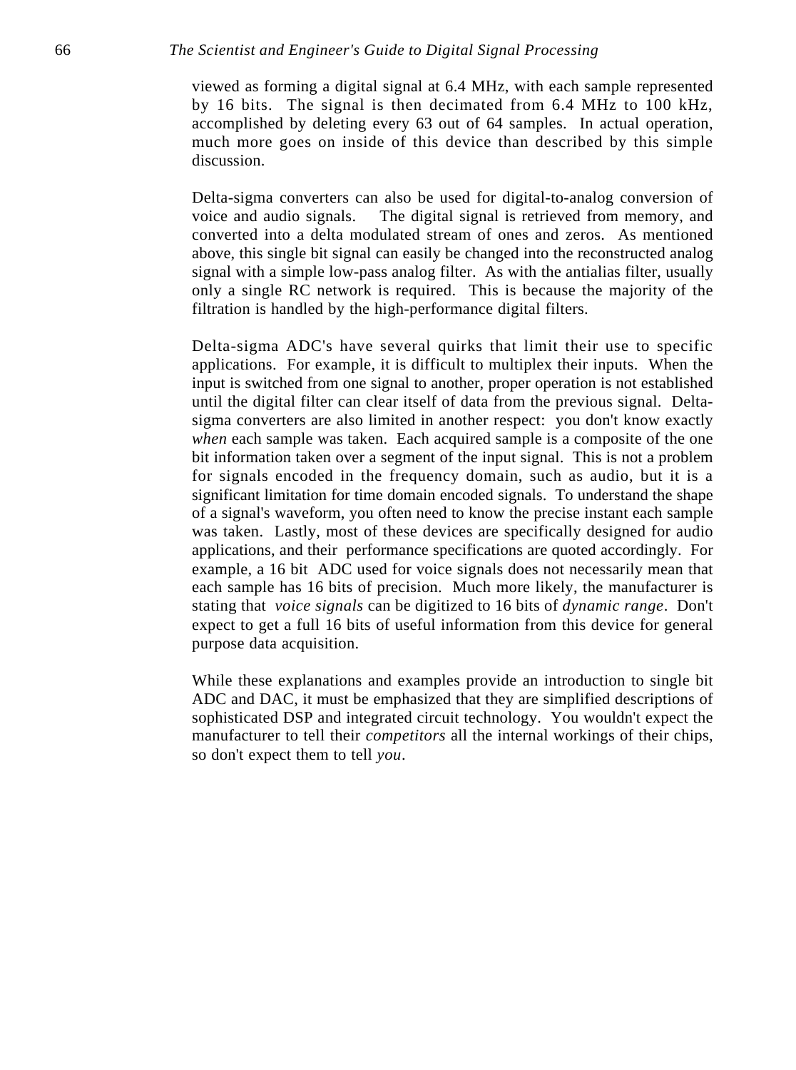viewed as forming a digital signal at 6.4 MHz, with each sample represented by 16 bits. The signal is then decimated from 6.4 MHz to 100 kHz, accomplished by deleting every 63 out of 64 samples. In actual operation, much more goes on inside of this device than described by this simple discussion.

Delta-sigma converters can also be used for digital-to-analog conversion of voice and audio signals. The digital signal is retrieved from memory, and converted into a delta modulated stream of ones and zeros. As mentioned above, this single bit signal can easily be changed into the reconstructed analog signal with a simple low-pass analog filter. As with the antialias filter, usually only a single RC network is required. This is because the majority of the filtration is handled by the high-performance digital filters.

Delta-sigma ADC's have several quirks that limit their use to specific applications. For example, it is difficult to multiplex their inputs. When the input is switched from one signal to another, proper operation is not established until the digital filter can clear itself of data from the previous signal. Delta-sigma converters are also limited in another respect: you don't know exactly *when* each sample was taken. Each acquired sample is a composite of the one bit information taken over a segment of the input signal. This is not a problem for signals encoded in the frequency domain, such as audio, but it is a significant limitation for time domain encoded signals. To understand the shape of a signal's waveform, you often need to know the precise instant each sample was taken. Lastly, most of these devices are specifically designed for audio applications, and their performance specifications are quoted accordingly. For example, a 16 bit ADC used for voice signals does not necessarily mean that each sample has 16 bits of precision. Much more likely, the manufacturer is stating that *voice signals* can be digitized to 16 bits of *dynamic range*. Don't expect to get a full 16 bits of useful information from this device for general purpose data acquisition.

While these explanations and examples provide an introduction to single bit ADC and DAC, it must be emphasized that they are simplified descriptions of sophisticated DSP and integrated circuit technology. You wouldn't expect the manufacturer to tell their *competitors* all the internal workings of their chips, so don't expect them to tell *you*.